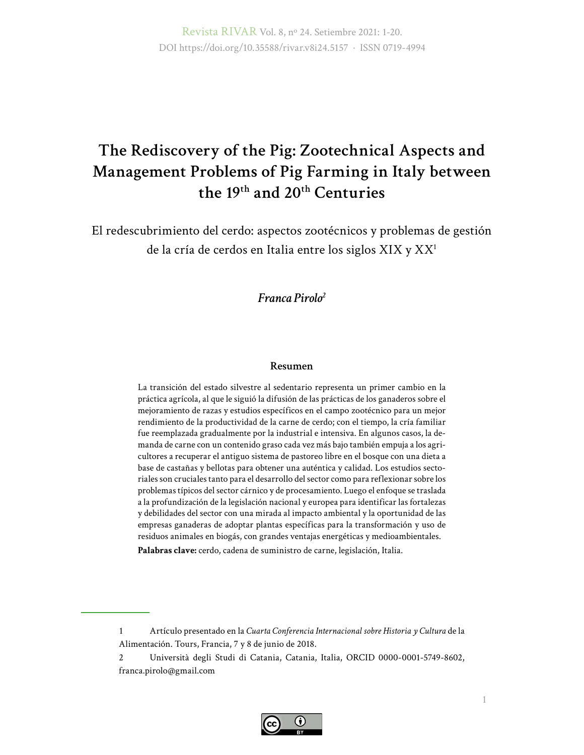# The Rediscovery of the Pig: Zootechnical Aspects and Management Problems of Pig Farming in Italy between the 19th and 20th Centuries

## El redescubrimiento del cerdo: aspectos zootécnicos y problemas de gestión de la cría de cerdos en Italia entre los siglos XIX y XX[1]

***Franca Pirolo***[2]

### Resumen

La transición del estado silvestre al sedentario representa un primer cambio en la práctica agrícola, al que le siguió la difusión de las prácticas de los ganaderos sobre el mejoramiento de razas y estudios específicos en el campo zootécnico para un mejor rendimiento de la productividad de la carne de cerdo; con el tiempo, la cría familiar fue reemplazada gradualmente por la industrial e intensiva. En algunos casos, la demanda de carne con un contenido graso cada vez más bajo también empuja a los agricultores a recuperar el antiguo sistema de pastoreo libre en el bosque con una dieta a base de castañas y bellotas para obtener una auténtica y calidad. Los estudios sectoriales son cruciales tanto para el desarrollo del sector como para reflexionar sobre los problemas típicos del sector cárnico y de procesamiento. Luego el enfoque se traslada a la profundización de la legislación nacional y europea para identificar las fortalezas y debilidades del sector con una mirada al impacto ambiental y la oportunidad de las empresas ganaderas de adoptar plantas específicas para la transformación y uso de residuos animales en biogás, con grandes ventajas energéticas y medioambientales.

**Palabras clave:** cerdo, cadena de suministro de carne, legislación, Italia.

---

1 Artículo presentado en la *Cuarta Conferencia Internacional sobre Historia y Cultura* de la Alimentación. Tours, Francia, 7 y 8 de junio de 2018.

2 Università degli Studi di Catania, Catania, Italia, ORCID 0000-0001-5749-8602, franca.pirolo@gmail.com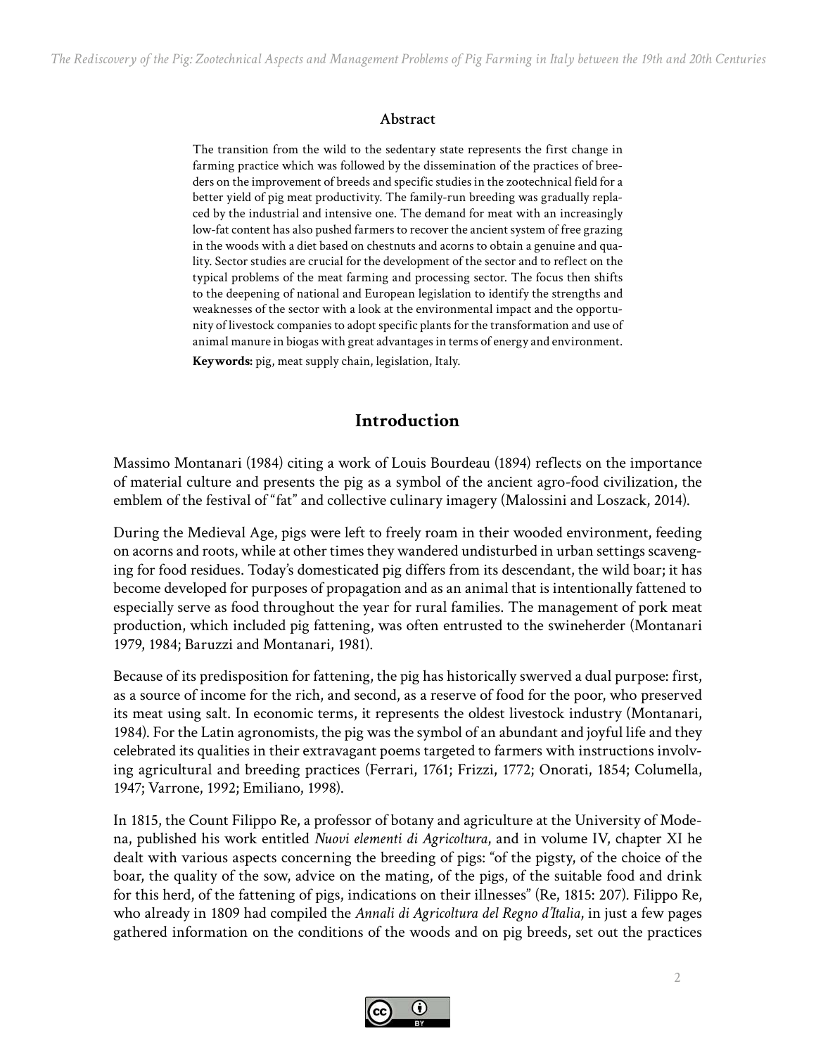### Abstract

The transition from the wild to the sedentary state represents the first change in farming practice which was followed by the dissemination of the practices of breeders on the improvement of breeds and specific studies in the zootechnical field for a better yield of pig meat productivity. The family-run breeding was gradually replaced by the industrial and intensive one. The demand for meat with an increasingly low-fat content has also pushed farmers to recover the ancient system of free grazing in the woods with a diet based on chestnuts and acorns to obtain a genuine and quality. Sector studies are crucial for the development of the sector and to reflect on the typical problems of the meat farming and processing sector. The focus then shifts to the deepening of national and European legislation to identify the strengths and weaknesses of the sector with a look at the environmental impact and the opportunity of livestock companies to adopt specific plants for the transformation and use of animal manure in biogas with great advantages in terms of energy and environment.

**Keywords:** pig, meat supply chain, legislation, Italy.

## Introduction

Massimo Montanari (1984) citing a work of Louis Bourdeau (1894) reflects on the importance of material culture and presents the pig as a symbol of the ancient agro-food civilization, the emblem of the festival of "fat" and collective culinary imagery (Malossini and Loszack, 2014).

During the Medieval Age, pigs were left to freely roam in their wooded environment, feeding on acorns and roots, while at other times they wandered undisturbed in urban settings scavenging for food residues. Today's domesticated pig differs from its descendant, the wild boar; it has become developed for purposes of propagation and as an animal that is intentionally fattened to especially serve as food throughout the year for rural families. The management of pork meat production, which included pig fattening, was often entrusted to the swineherder (Montanari 1979, 1984; Baruzzi and Montanari, 1981).

Because of its predisposition for fattening, the pig has historically swerved a dual purpose: first, as a source of income for the rich, and second, as a reserve of food for the poor, who preserved its meat using salt. In economic terms, it represents the oldest livestock industry (Montanari, 1984). For the Latin agronomists, the pig was the symbol of an abundant and joyful life and they celebrated its qualities in their extravagant poems targeted to farmers with instructions involving agricultural and breeding practices (Ferrari, 1761; Frizzi, 1772; Onorati, 1854; Columella, 1947; Varrone, 1992; Emiliano, 1998).

In 1815, the Count Filippo Re, a professor of botany and agriculture at the University of Modena, published his work entitled *Nuovi elementi di Agricoltura*, and in volume IV, chapter XI he dealt with various aspects concerning the breeding of pigs: "of the pigsty, of the choice of the boar, the quality of the sow, advice on the mating, of the pigs, of the suitable food and drink for this herd, of the fattening of pigs, indications on their illnesses" (Re, 1815: 207). Filippo Re, who already in 1809 had compiled the *Annali di Agricoltura del Regno d'Italia*, in just a few pages gathered information on the conditions of the woods and on pig breeds, set out the practices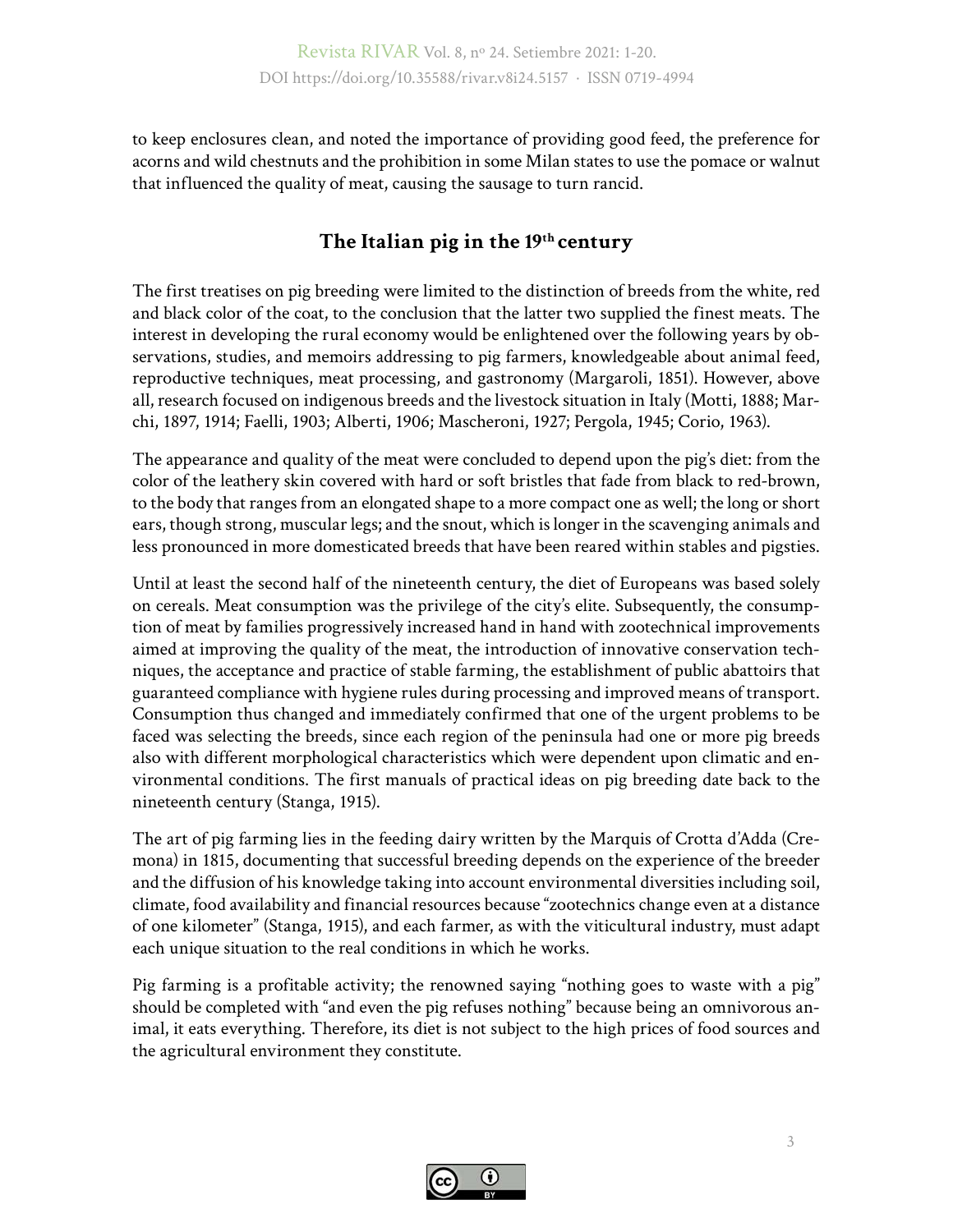to keep enclosures clean, and noted the importance of providing good feed, the preference for acorns and wild chestnuts and the prohibition in some Milan states to use the pomace or walnut that influenced the quality of meat, causing the sausage to turn rancid.

## The Italian pig in the 19th century

The first treatises on pig breeding were limited to the distinction of breeds from the white, red and black color of the coat, to the conclusion that the latter two supplied the finest meats. The interest in developing the rural economy would be enlightened over the following years by observations, studies, and memoirs addressing to pig farmers, knowledgeable about animal feed, reproductive techniques, meat processing, and gastronomy (Margaroli, 1851). However, above all, research focused on indigenous breeds and the livestock situation in Italy (Motti, 1888; Marchi, 1897, 1914; Faelli, 1903; Alberti, 1906; Mascheroni, 1927; Pergola, 1945; Corio, 1963).

The appearance and quality of the meat were concluded to depend upon the pig's diet: from the color of the leathery skin covered with hard or soft bristles that fade from black to red-brown, to the body that ranges from an elongated shape to a more compact one as well; the long or short ears, though strong, muscular legs; and the snout, which is longer in the scavenging animals and less pronounced in more domesticated breeds that have been reared within stables and pigsties.

Until at least the second half of the nineteenth century, the diet of Europeans was based solely on cereals. Meat consumption was the privilege of the city's elite. Subsequently, the consumption of meat by families progressively increased hand in hand with zootechnical improvements aimed at improving the quality of the meat, the introduction of innovative conservation techniques, the acceptance and practice of stable farming, the establishment of public abattoirs that guaranteed compliance with hygiene rules during processing and improved means of transport. Consumption thus changed and immediately confirmed that one of the urgent problems to be faced was selecting the breeds, since each region of the peninsula had one or more pig breeds also with different morphological characteristics which were dependent upon climatic and environmental conditions. The first manuals of practical ideas on pig breeding date back to the nineteenth century (Stanga, 1915).

The art of pig farming lies in the feeding dairy written by the Marquis of Crotta d'Adda (Cremona) in 1815, documenting that successful breeding depends on the experience of the breeder and the diffusion of his knowledge taking into account environmental diversities including soil, climate, food availability and financial resources because "zootechnics change even at a distance of one kilometer" (Stanga, 1915), and each farmer, as with the viticultural industry, must adapt each unique situation to the real conditions in which he works.

Pig farming is a profitable activity; the renowned saying "nothing goes to waste with a pig" should be completed with "and even the pig refuses nothing" because being an omnivorous animal, it eats everything. Therefore, its diet is not subject to the high prices of food sources and the agricultural environment they constitute.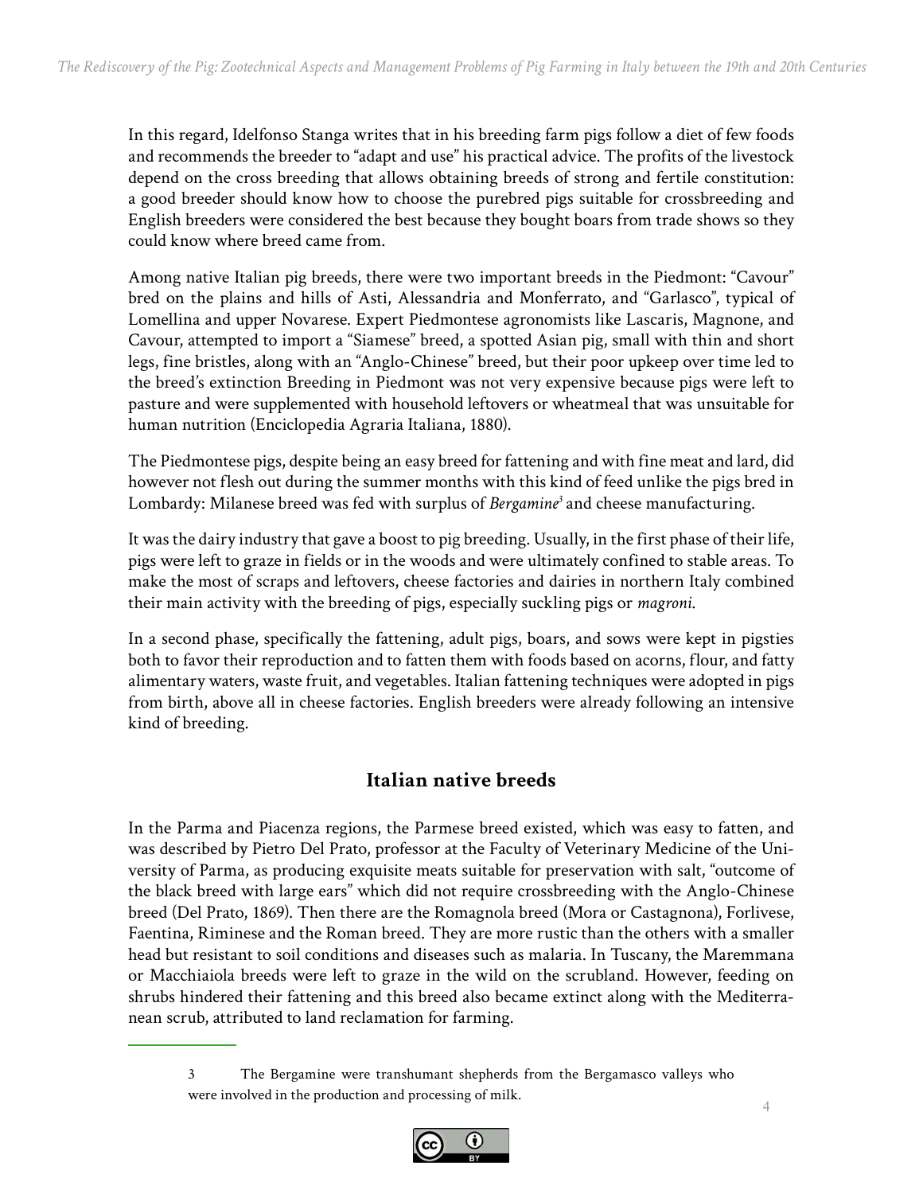In this regard, Idelfonso Stanga writes that in his breeding farm pigs follow a diet of few foods and recommends the breeder to "adapt and use" his practical advice. The profits of the livestock depend on the cross breeding that allows obtaining breeds of strong and fertile constitution: a good breeder should know how to choose the purebred pigs suitable for crossbreeding and English breeders were considered the best because they bought boars from trade shows so they could know where breed came from.

Among native Italian pig breeds, there were two important breeds in the Piedmont: "Cavour" bred on the plains and hills of Asti, Alessandria and Monferrato, and "Garlasco", typical of Lomellina and upper Novarese. Expert Piedmontese agronomists like Lascaris, Magnone, and Cavour, attempted to import a "Siamese" breed, a spotted Asian pig, small with thin and short legs, fine bristles, along with an "Anglo-Chinese" breed, but their poor upkeep over time led to the breed's extinction Breeding in Piedmont was not very expensive because pigs were left to pasture and were supplemented with household leftovers or wheatmeal that was unsuitable for human nutrition (Enciclopedia Agraria Italiana, 1880).

The Piedmontese pigs, despite being an easy breed for fattening and with fine meat and lard, did however not flesh out during the summer months with this kind of feed unlike the pigs bred in Lombardy: Milanese breed was fed with surplus of *Bergamine*[3] and cheese manufacturing.

It was the dairy industry that gave a boost to pig breeding. Usually, in the first phase of their life, pigs were left to graze in fields or in the woods and were ultimately confined to stable areas. To make the most of scraps and leftovers, cheese factories and dairies in northern Italy combined their main activity with the breeding of pigs, especially suckling pigs or *magroni*.

In a second phase, specifically the fattening, adult pigs, boars, and sows were kept in pigsties both to favor their reproduction and to fatten them with foods based on acorns, flour, and fatty alimentary waters, waste fruit, and vegetables. Italian fattening techniques were adopted in pigs from birth, above all in cheese factories. English breeders were already following an intensive kind of breeding.

## Italian native breeds

In the Parma and Piacenza regions, the Parmese breed existed, which was easy to fatten, and was described by Pietro Del Prato, professor at the Faculty of Veterinary Medicine of the University of Parma, as producing exquisite meats suitable for preservation with salt, "outcome of the black breed with large ears" which did not require crossbreeding with the Anglo-Chinese breed (Del Prato, 1869). Then there are the Romagnola breed (Mora or Castagnona), Forlivese, Faentina, Riminese and the Roman breed. They are more rustic than the others with a smaller head but resistant to soil conditions and diseases such as malaria. In Tuscany, the Maremmana or Macchiaiola breeds were left to graze in the wild on the scrubland. However, feeding on shrubs hindered their fattening and this breed also became extinct along with the Mediterranean scrub, attributed to land reclamation for farming.

---

3 The Bergamine were transhumant shepherds from the Bergamasco valleys who were involved in the production and processing of milk.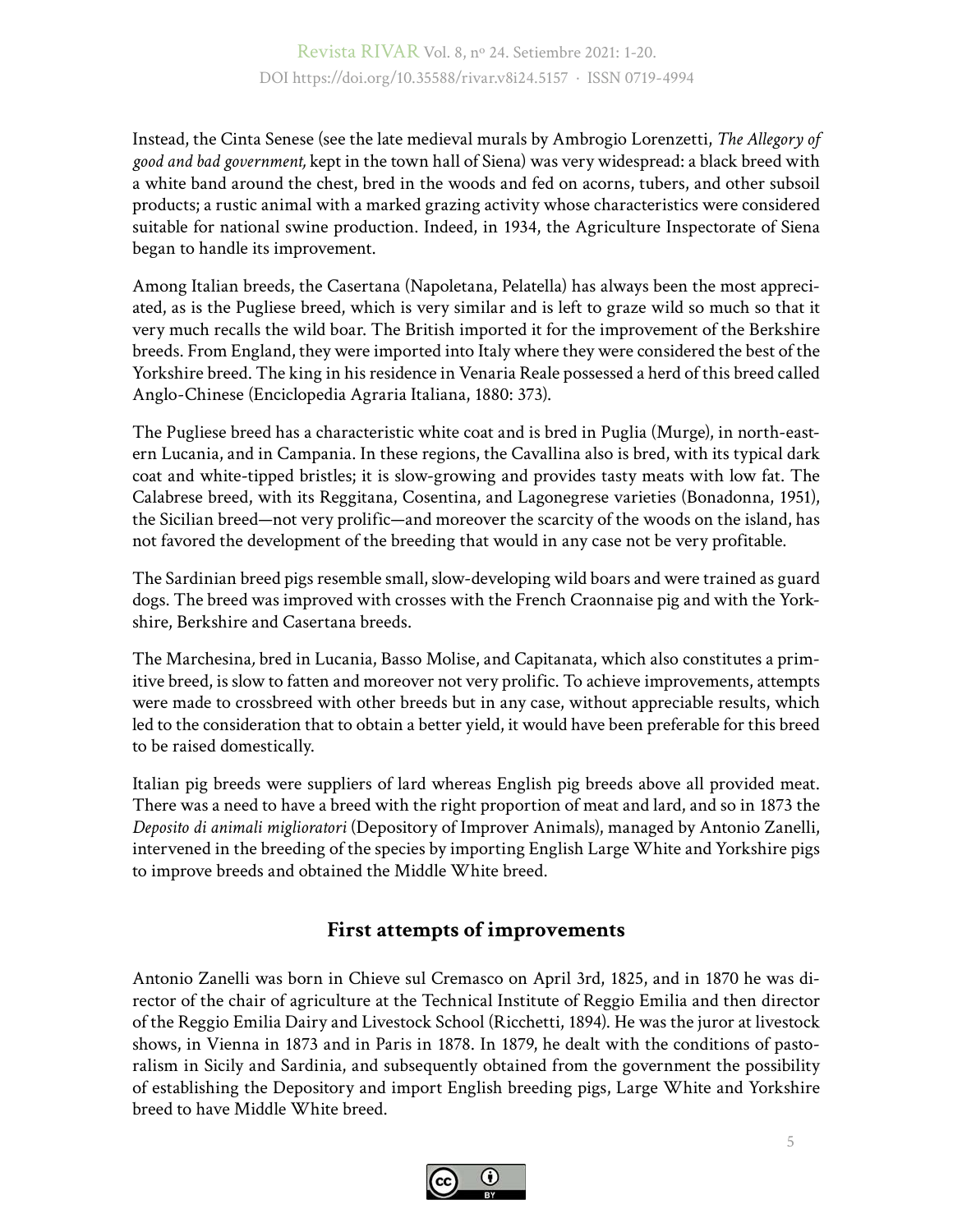Instead, the Cinta Senese (see the late medieval murals by Ambrogio Lorenzetti, *The Allegory of good and bad government,* kept in the town hall of Siena) was very widespread: a black breed with a white band around the chest, bred in the woods and fed on acorns, tubers, and other subsoil products; a rustic animal with a marked grazing activity whose characteristics were considered suitable for national swine production. Indeed, in 1934, the Agriculture Inspectorate of Siena began to handle its improvement.

Among Italian breeds, the Casertana (Napoletana, Pelatella) has always been the most appreciated, as is the Pugliese breed, which is very similar and is left to graze wild so much so that it very much recalls the wild boar. The British imported it for the improvement of the Berkshire breeds. From England, they were imported into Italy where they were considered the best of the Yorkshire breed. The king in his residence in Venaria Reale possessed a herd of this breed called Anglo-Chinese (Enciclopedia Agraria Italiana, 1880: 373).

The Pugliese breed has a characteristic white coat and is bred in Puglia (Murge), in north-eastern Lucania, and in Campania. In these regions, the Cavallina also is bred, with its typical dark coat and white-tipped bristles; it is slow-growing and provides tasty meats with low fat. The Calabrese breed, with its Reggitana, Cosentina, and Lagonegrese varieties (Bonadonna, 1951), the Sicilian breed—not very prolific—and moreover the scarcity of the woods on the island, has not favored the development of the breeding that would in any case not be very profitable.

The Sardinian breed pigs resemble small, slow-developing wild boars and were trained as guard dogs. The breed was improved with crosses with the French Craonnaise pig and with the Yorkshire, Berkshire and Casertana breeds.

The Marchesina, bred in Lucania, Basso Molise, and Capitanata, which also constitutes a primitive breed, is slow to fatten and moreover not very prolific. To achieve improvements, attempts were made to crossbreed with other breeds but in any case, without appreciable results, which led to the consideration that to obtain a better yield, it would have been preferable for this breed to be raised domestically.

Italian pig breeds were suppliers of lard whereas English pig breeds above all provided meat. There was a need to have a breed with the right proportion of meat and lard, and so in 1873 the *Deposito di animali miglioratori* (Depository of Improver Animals), managed by Antonio Zanelli, intervened in the breeding of the species by importing English Large White and Yorkshire pigs to improve breeds and obtained the Middle White breed.

## First attempts of improvements

Antonio Zanelli was born in Chieve sul Cremasco on April 3rd, 1825, and in 1870 he was director of the chair of agriculture at the Technical Institute of Reggio Emilia and then director of the Reggio Emilia Dairy and Livestock School (Ricchetti, 1894). He was the juror at livestock shows, in Vienna in 1873 and in Paris in 1878. In 1879, he dealt with the conditions of pastoralism in Sicily and Sardinia, and subsequently obtained from the government the possibility of establishing the Depository and import English breeding pigs, Large White and Yorkshire breed to have Middle White breed.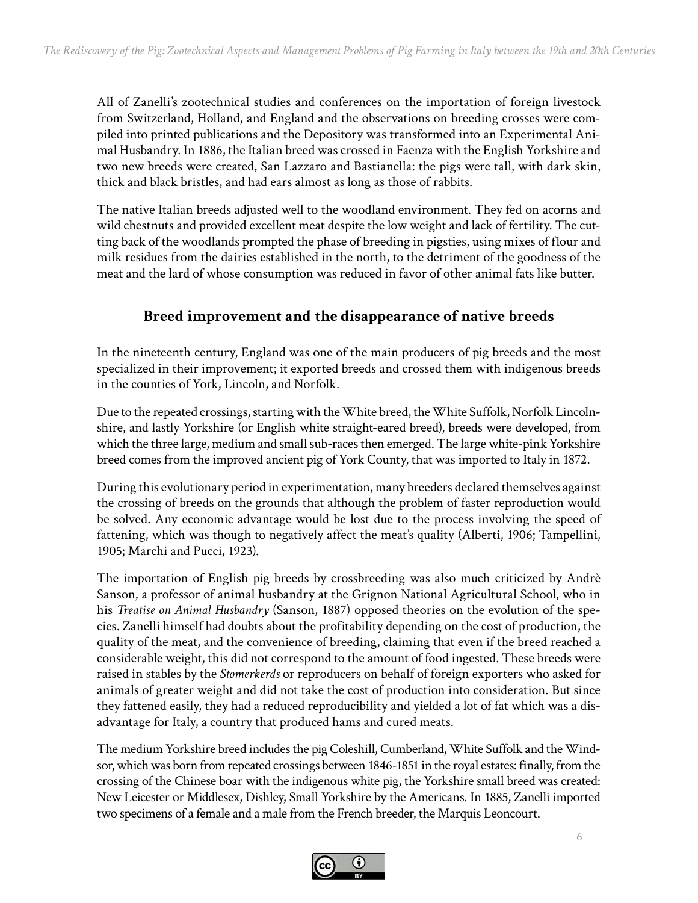All of Zanelli's zootechnical studies and conferences on the importation of foreign livestock from Switzerland, Holland, and England and the observations on breeding crosses were compiled into printed publications and the Depository was transformed into an Experimental Animal Husbandry. In 1886, the Italian breed was crossed in Faenza with the English Yorkshire and two new breeds were created, San Lazzaro and Bastianella: the pigs were tall, with dark skin, thick and black bristles, and had ears almost as long as those of rabbits.

The native Italian breeds adjusted well to the woodland environment. They fed on acorns and wild chestnuts and provided excellent meat despite the low weight and lack of fertility. The cutting back of the woodlands prompted the phase of breeding in pigsties, using mixes of flour and milk residues from the dairies established in the north, to the detriment of the goodness of the meat and the lard of whose consumption was reduced in favor of other animal fats like butter.

## Breed improvement and the disappearance of native breeds

In the nineteenth century, England was one of the main producers of pig breeds and the most specialized in their improvement; it exported breeds and crossed them with indigenous breeds in the counties of York, Lincoln, and Norfolk.

Due to the repeated crossings, starting with the White breed, the White Suffolk, Norfolk Lincolnshire, and lastly Yorkshire (or English white straight-eared breed), breeds were developed, from which the three large, medium and small sub-races then emerged. The large white-pink Yorkshire breed comes from the improved ancient pig of York County, that was imported to Italy in 1872.

During this evolutionary period in experimentation, many breeders declared themselves against the crossing of breeds on the grounds that although the problem of faster reproduction would be solved. Any economic advantage would be lost due to the process involving the speed of fattening, which was though to negatively affect the meat's quality (Alberti, 1906; Tampellini, 1905; Marchi and Pucci, 1923).

The importation of English pig breeds by crossbreeding was also much criticized by Andrè Sanson, a professor of animal husbandry at the Grignon National Agricultural School, who in his *Treatise on Animal Husbandry* (Sanson, 1887) opposed theories on the evolution of the species. Zanelli himself had doubts about the profitability depending on the cost of production, the quality of the meat, and the convenience of breeding, claiming that even if the breed reached a considerable weight, this did not correspond to the amount of food ingested. These breeds were raised in stables by the *Stomerkerds* or reproducers on behalf of foreign exporters who asked for animals of greater weight and did not take the cost of production into consideration. But since they fattened easily, they had a reduced reproducibility and yielded a lot of fat which was a disadvantage for Italy, a country that produced hams and cured meats.

The medium Yorkshire breed includes the pig Coleshill, Cumberland, White Suffolk and the Windsor, which was born from repeated crossings between 1846-1851 in the royal estates: finally, from the crossing of the Chinese boar with the indigenous white pig, the Yorkshire small breed was created: New Leicester or Middlesex, Dishley, Small Yorkshire by the Americans. In 1885, Zanelli imported two specimens of a female and a male from the French breeder, the Marquis Leoncourt.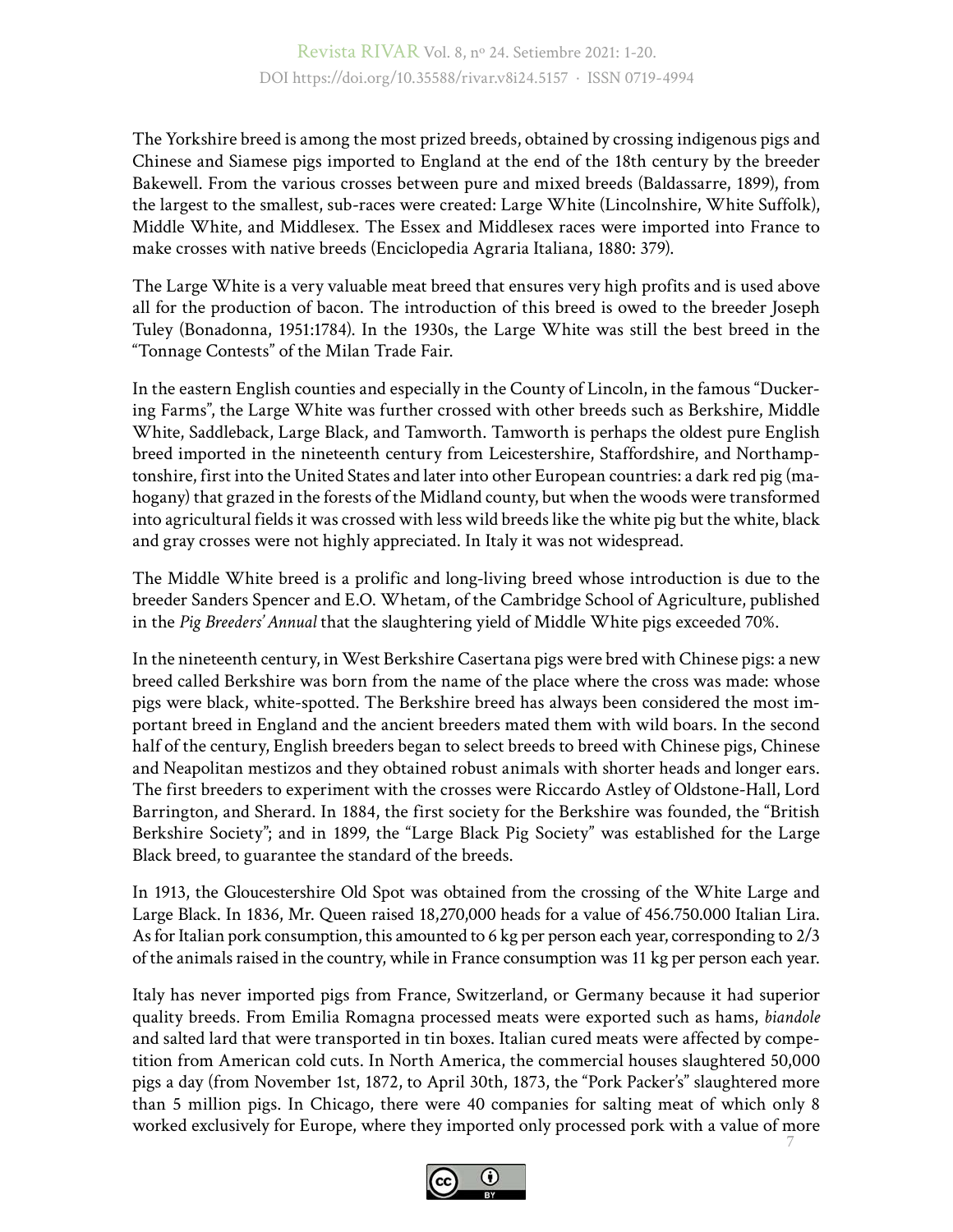The Yorkshire breed is among the most prized breeds, obtained by crossing indigenous pigs and Chinese and Siamese pigs imported to England at the end of the 18th century by the breeder Bakewell. From the various crosses between pure and mixed breeds (Baldassarre, 1899), from the largest to the smallest, sub-races were created: Large White (Lincolnshire, White Suffolk), Middle White, and Middlesex. The Essex and Middlesex races were imported into France to make crosses with native breeds (Enciclopedia Agraria Italiana, 1880: 379).

The Large White is a very valuable meat breed that ensures very high profits and is used above all for the production of bacon. The introduction of this breed is owed to the breeder Joseph Tuley (Bonadonna, 1951:1784). In the 1930s, the Large White was still the best breed in the "Tonnage Contests" of the Milan Trade Fair.

In the eastern English counties and especially in the County of Lincoln, in the famous "Duckering Farms", the Large White was further crossed with other breeds such as Berkshire, Middle White, Saddleback, Large Black, and Tamworth. Tamworth is perhaps the oldest pure English breed imported in the nineteenth century from Leicestershire, Staffordshire, and Northamptonshire, first into the United States and later into other European countries: a dark red pig (mahogany) that grazed in the forests of the Midland county, but when the woods were transformed into agricultural fields it was crossed with less wild breeds like the white pig but the white, black and gray crosses were not highly appreciated. In Italy it was not widespread.

The Middle White breed is a prolific and long-living breed whose introduction is due to the breeder Sanders Spencer and E.O. Whetam, of the Cambridge School of Agriculture, published in the *Pig Breeders' Annual* that the slaughtering yield of Middle White pigs exceeded 70%.

In the nineteenth century, in West Berkshire Casertana pigs were bred with Chinese pigs: a new breed called Berkshire was born from the name of the place where the cross was made: whose pigs were black, white-spotted. The Berkshire breed has always been considered the most important breed in England and the ancient breeders mated them with wild boars. In the second half of the century, English breeders began to select breeds to breed with Chinese pigs, Chinese and Neapolitan mestizos and they obtained robust animals with shorter heads and longer ears. The first breeders to experiment with the crosses were Riccardo Astley of Oldstone-Hall, Lord Barrington, and Sherard. In 1884, the first society for the Berkshire was founded, the "British Berkshire Society"; and in 1899, the "Large Black Pig Society" was established for the Large Black breed, to guarantee the standard of the breeds.

In 1913, the Gloucestershire Old Spot was obtained from the crossing of the White Large and Large Black. In 1836, Mr. Queen raised 18,270,000 heads for a value of 456.750.000 Italian Lira. As for Italian pork consumption, this amounted to 6 kg per person each year, corresponding to 2/3 of the animals raised in the country, while in France consumption was 11 kg per person each year.

Italy has never imported pigs from France, Switzerland, or Germany because it had superior quality breeds. From Emilia Romagna processed meats were exported such as hams, *biandole* and salted lard that were transported in tin boxes. Italian cured meats were affected by competition from American cold cuts. In North America, the commercial houses slaughtered 50,000 pigs a day (from November 1st, 1872, to April 30th, 1873, the "Pork Packer's" slaughtered more than 5 million pigs. In Chicago, there were 40 companies for salting meat of which only 8 worked exclusively for Europe, where they imported only processed pork with a value of more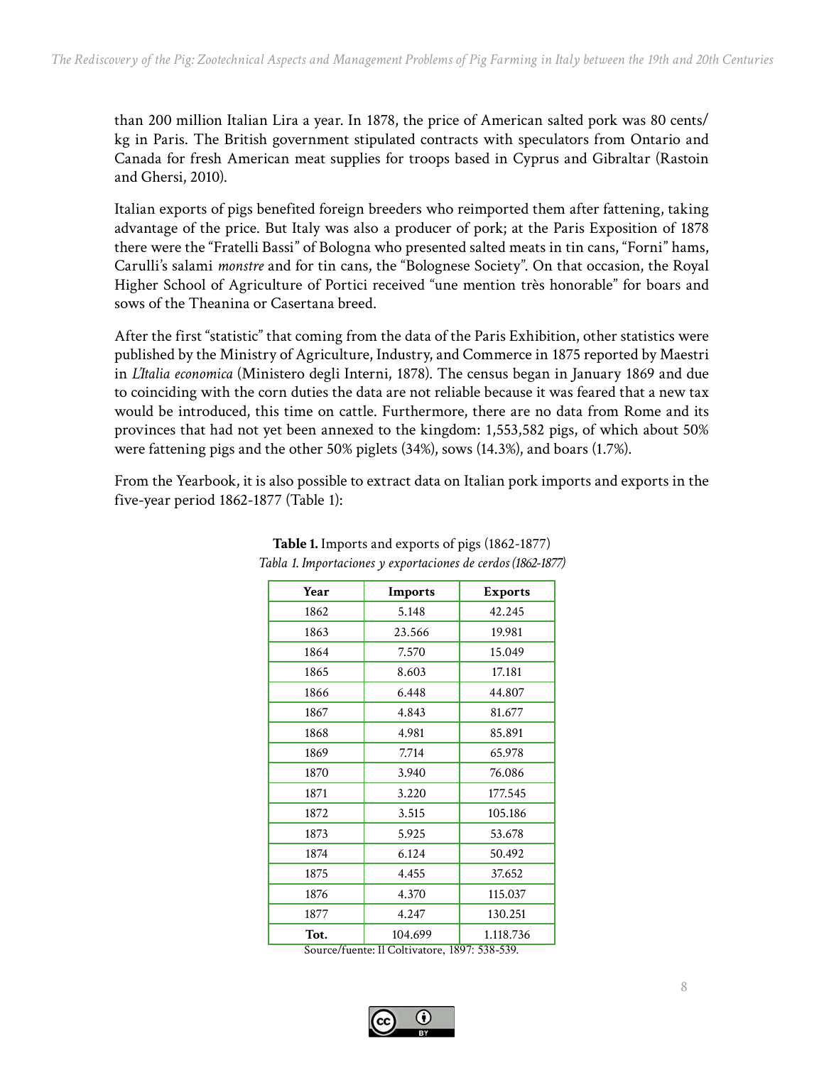than 200 million Italian Lira a year. In 1878, the price of American salted pork was 80 cents/kg in Paris. The British government stipulated contracts with speculators from Ontario and Canada for fresh American meat supplies for troops based in Cyprus and Gibraltar (Rastoin and Ghersi, 2010).

Italian exports of pigs benefited foreign breeders who reimported them after fattening, taking advantage of the price. But Italy was also a producer of pork; at the Paris Exposition of 1878 there were the "Fratelli Bassi" of Bologna who presented salted meats in tin cans, "Forni" hams, Carulli's salami *monstre* and for tin cans, the "Bolognese Society". On that occasion, the Royal Higher School of Agriculture of Portici received "une mention très honorable" for boars and sows of the Theanina or Casertana breed.

After the first "statistic" that coming from the data of the Paris Exhibition, other statistics were published by the Ministry of Agriculture, Industry, and Commerce in 1875 reported by Maestri in *L'Italia economica* (Ministero degli Interni, 1878). The census began in January 1869 and due to coinciding with the corn duties the data are not reliable because it was feared that a new tax would be introduced, this time on cattle. Furthermore, there are no data from Rome and its provinces that had not yet been annexed to the kingdom: 1,553,582 pigs, of which about 50% were fattening pigs and the other 50% piglets (34%), sows (14.3%), and boars (1.7%).

From the Yearbook, it is also possible to extract data on Italian pork imports and exports in the five-year period 1862-1877 (Table 1):

**Table 1.** Imports and exports of pigs (1862-1877)
*Tabla 1. Importaciones y exportaciones de cerdos (1862-1877)*

| Year | Imports | Exports |
|---|---|---|
| 1862 | 5.148 | 42.245 |
| 1863 | 23.566 | 19.981 |
| 1864 | 7.570 | 15.049 |
| 1865 | 8.603 | 17.181 |
| 1866 | 6.448 | 44.807 |
| 1867 | 4.843 | 81.677 |
| 1868 | 4.981 | 85.891 |
| 1869 | 7.714 | 65.978 |
| 1870 | 3.940 | 76.086 |
| 1871 | 3.220 | 177.545 |
| 1872 | 3.515 | 105.186 |
| 1873 | 5.925 | 53.678 |
| 1874 | 6.124 | 50.492 |
| 1875 | 4.455 | 37.652 |
| 1876 | 4.370 | 115.037 |
| 1877 | 4.247 | 130.251 |
| **Tot.** | 104.699 | 1.118.736 |

Source/fuente: Il Coltivatore, 1897: 538-539.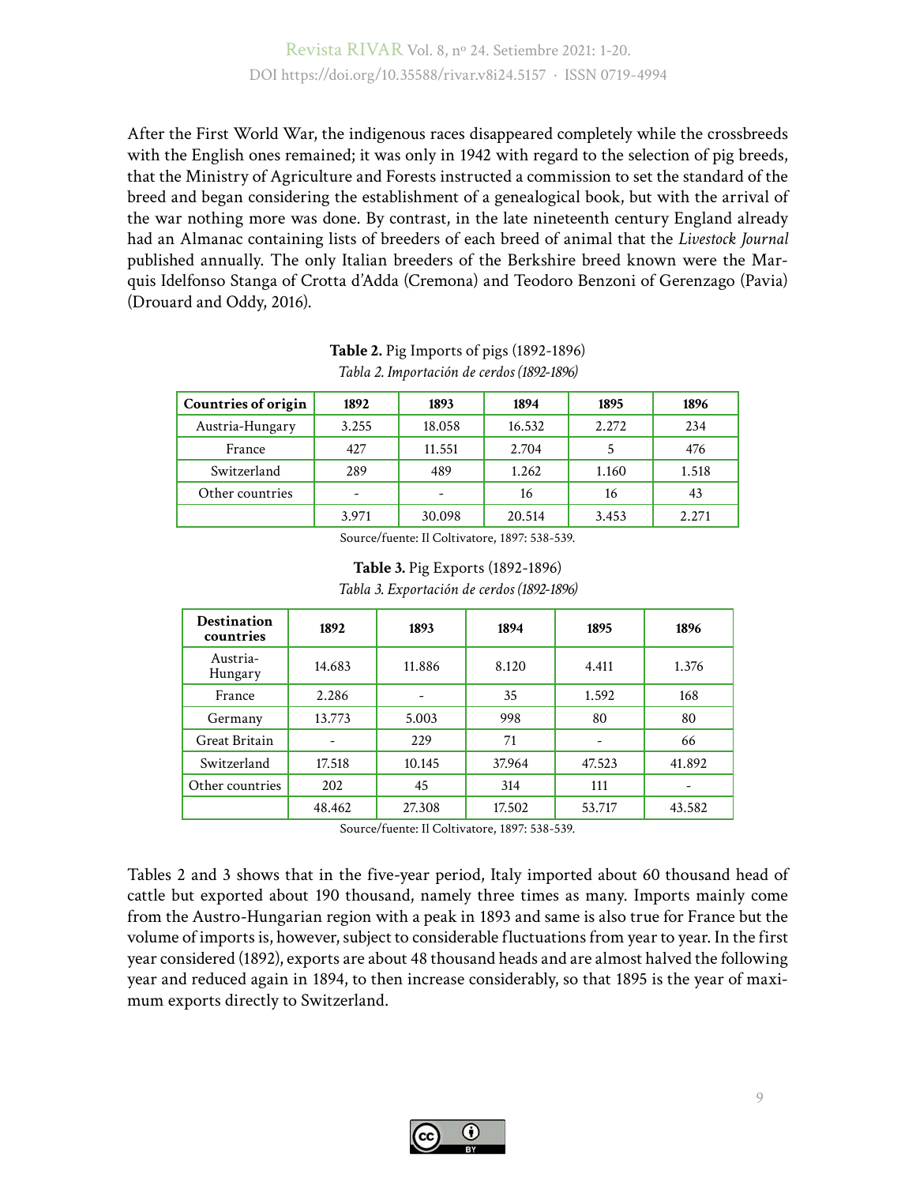After the First World War, the indigenous races disappeared completely while the crossbreeds with the English ones remained; it was only in 1942 with regard to the selection of pig breeds, that the Ministry of Agriculture and Forests instructed a commission to set the standard of the breed and began considering the establishment of a genealogical book, but with the arrival of the war nothing more was done. By contrast, in the late nineteenth century England already had an Almanac containing lists of breeders of each breed of animal that the *Livestock Journal* published annually. The only Italian breeders of the Berkshire breed known were the Marquis Idelfonso Stanga of Crotta d'Adda (Cremona) and Teodoro Benzoni of Gerenzago (Pavia) (Drouard and Oddy, 2016).

**Table 2.** Pig Imports of pigs (1892-1896)
*Tabla 2. Importación de cerdos (1892-1896)*

| Countries of origin | 1892 | 1893 | 1894 | 1895 | 1896 |
|---|---|---|---|---|---|
| Austria-Hungary | 3.255 | 18.058 | 16.532 | 2.272 | 234 |
| France | 427 | 11.551 | 2.704 | 5 | 476 |
| Switzerland | 289 | 489 | 1.262 | 1.160 | 1.518 |
| Other countries | - | - | 16 | 16 | 43 |
| | 3.971 | 30.098 | 20.514 | 3.453 | 2.271 |

Source/fuente: Il Coltivatore, 1897: 538-539.

**Table 3.** Pig Exports (1892-1896)
*Tabla 3. Exportación de cerdos (1892-1896)*

| Destination countries | 1892 | 1893 | 1894 | 1895 | 1896 |
|---|---|---|---|---|---|
| Austria-Hungary | 14.683 | 11.886 | 8.120 | 4.411 | 1.376 |
| France | 2.286 | - | 35 | 1.592 | 168 |
| Germany | 13.773 | 5.003 | 998 | 80 | 80 |
| Great Britain | - | 229 | 71 | - | 66 |
| Switzerland | 17.518 | 10.145 | 37.964 | 47.523 | 41.892 |
| Other countries | 202 | 45 | 314 | 111 | - |
| | 48.462 | 27.308 | 17.502 | 53.717 | 43.582 |

Source/fuente: Il Coltivatore, 1897: 538-539.

Tables 2 and 3 shows that in the five-year period, Italy imported about 60 thousand head of cattle but exported about 190 thousand, namely three times as many. Imports mainly come from the Austro-Hungarian region with a peak in 1893 and same is also true for France but the volume of imports is, however, subject to considerable fluctuations from year to year. In the first year considered (1892), exports are about 48 thousand heads and are almost halved the following year and reduced again in 1894, to then increase considerably, so that 1895 is the year of maximum exports directly to Switzerland.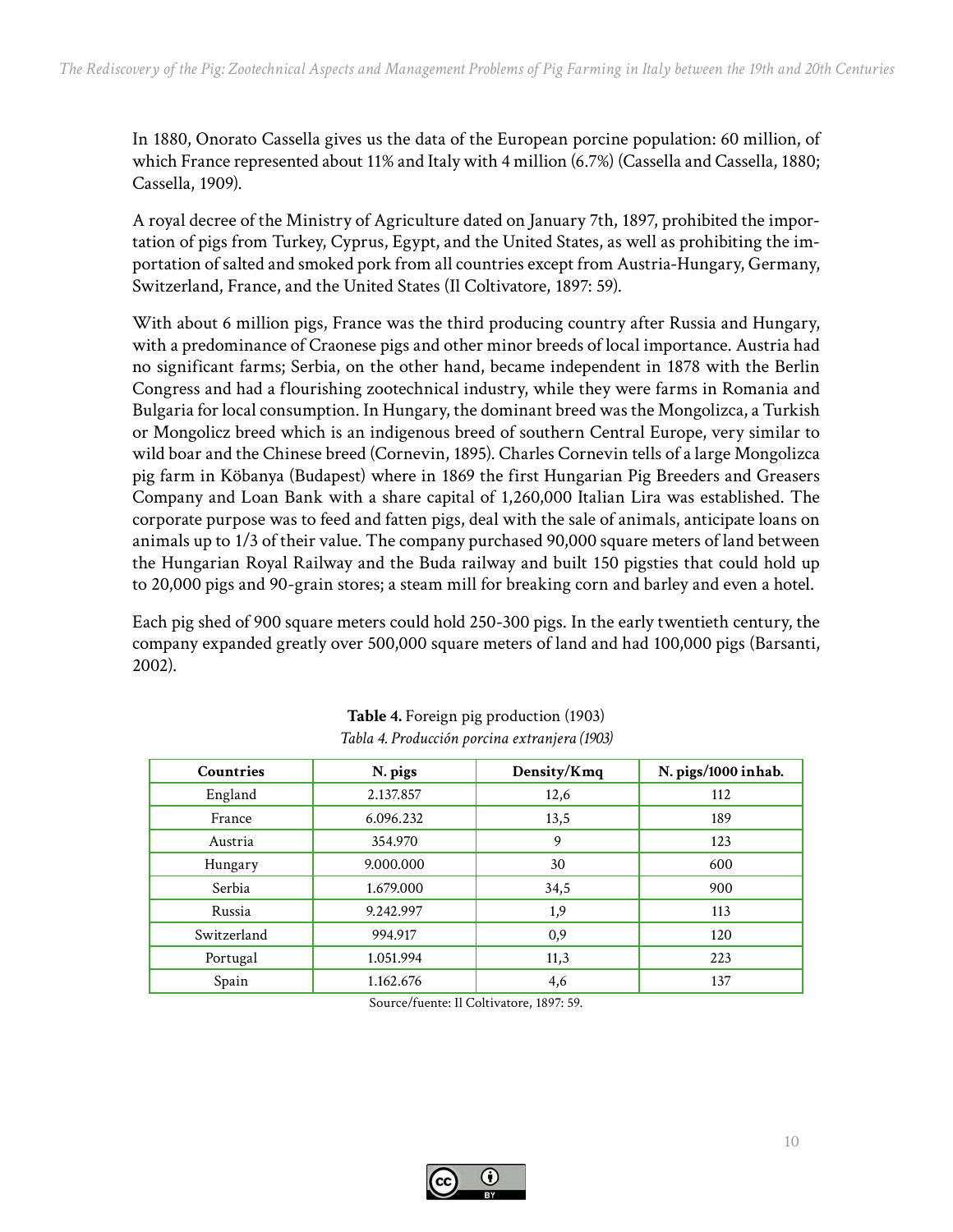In 1880, Onorato Cassella gives us the data of the European porcine population: 60 million, of which France represented about 11% and Italy with 4 million (6.7%) (Cassella and Cassella, 1880; Cassella, 1909).

A royal decree of the Ministry of Agriculture dated on January 7th, 1897, prohibited the importation of pigs from Turkey, Cyprus, Egypt, and the United States, as well as prohibiting the importation of salted and smoked pork from all countries except from Austria-Hungary, Germany, Switzerland, France, and the United States (Il Coltivatore, 1897: 59).

With about 6 million pigs, France was the third producing country after Russia and Hungary, with a predominance of Craonese pigs and other minor breeds of local importance. Austria had no significant farms; Serbia, on the other hand, became independent in 1878 with the Berlin Congress and had a flourishing zootechnical industry, while they were farms in Romania and Bulgaria for local consumption. In Hungary, the dominant breed was the Mongolizca, a Turkish or Mongolicz breed which is an indigenous breed of southern Central Europe, very similar to wild boar and the Chinese breed (Cornevin, 1895). Charles Cornevin tells of a large Mongolizca pig farm in Köbanya (Budapest) where in 1869 the first Hungarian Pig Breeders and Greasers Company and Loan Bank with a share capital of 1,260,000 Italian Lira was established. The corporate purpose was to feed and fatten pigs, deal with the sale of animals, anticipate loans on animals up to 1/3 of their value. The company purchased 90,000 square meters of land between the Hungarian Royal Railway and the Buda railway and built 150 pigsties that could hold up to 20,000 pigs and 90-grain stores; a steam mill for breaking corn and barley and even a hotel.

Each pig shed of 900 square meters could hold 250-300 pigs. In the early twentieth century, the company expanded greatly over 500,000 square meters of land and had 100,000 pigs (Barsanti, 2002).

**Table 4.** Foreign pig production (1903)

*Tabla 4. Producción porcina extranjera (1903)*

| Countries | N. pigs | Density/Kmq | N. pigs/1000 inhab. |
|---|---|---|---|
| England | 2.137.857 | 12,6 | 112 |
| France | 6.096.232 | 13,5 | 189 |
| Austria | 354.970 | 9 | 123 |
| Hungary | 9.000.000 | 30 | 600 |
| Serbia | 1.679.000 | 34,5 | 900 |
| Russia | 9.242.997 | 1,9 | 113 |
| Switzerland | 994.917 | 0,9 | 120 |
| Portugal | 1.051.994 | 11,3 | 223 |
| Spain | 1.162.676 | 4,6 | 137 |

Source/fuente: Il Coltivatore, 1897: 59.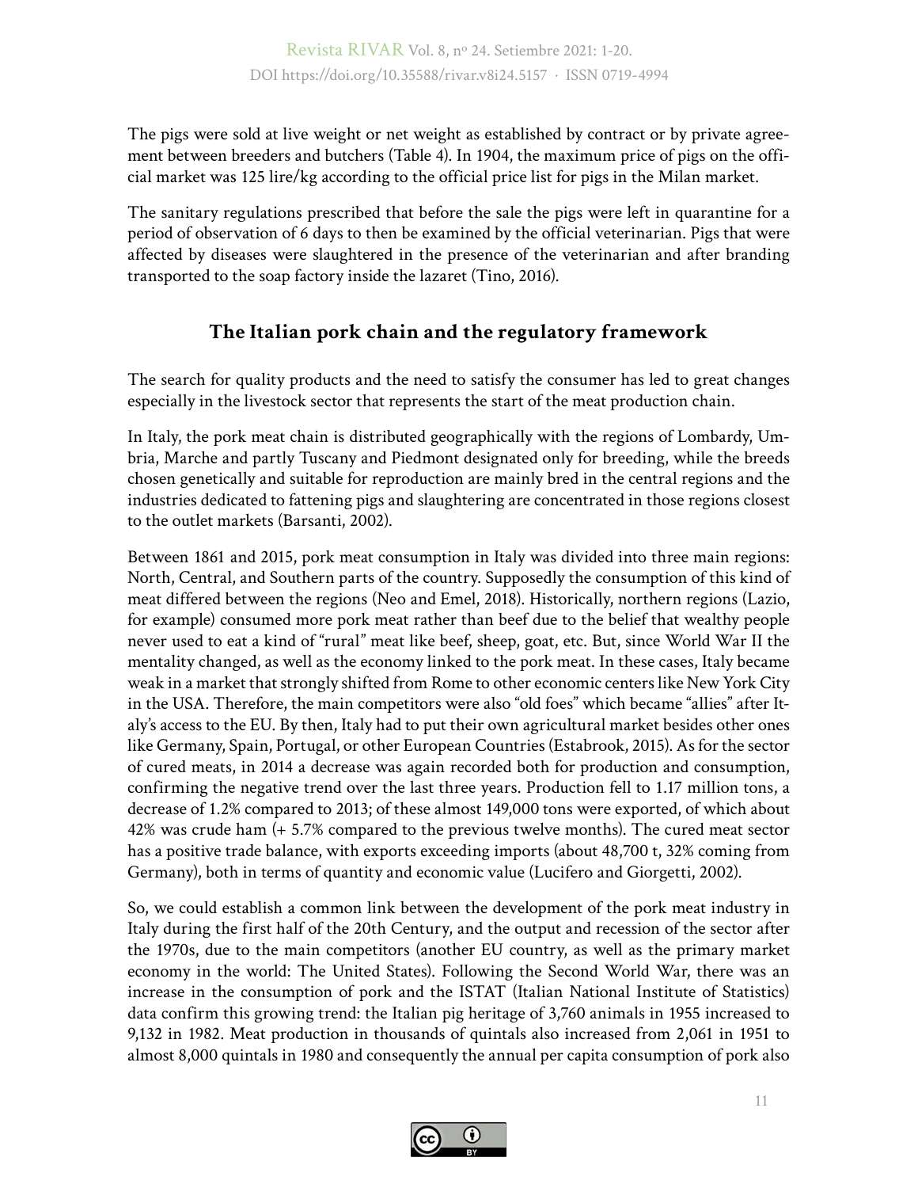The pigs were sold at live weight or net weight as established by contract or by private agreement between breeders and butchers (Table 4). In 1904, the maximum price of pigs on the official market was 125 lire/kg according to the official price list for pigs in the Milan market.

The sanitary regulations prescribed that before the sale the pigs were left in quarantine for a period of observation of 6 days to then be examined by the official veterinarian. Pigs that were affected by diseases were slaughtered in the presence of the veterinarian and after branding transported to the soap factory inside the lazaret (Tino, 2016).

## The Italian pork chain and the regulatory framework

The search for quality products and the need to satisfy the consumer has led to great changes especially in the livestock sector that represents the start of the meat production chain.

In Italy, the pork meat chain is distributed geographically with the regions of Lombardy, Umbria, Marche and partly Tuscany and Piedmont designated only for breeding, while the breeds chosen genetically and suitable for reproduction are mainly bred in the central regions and the industries dedicated to fattening pigs and slaughtering are concentrated in those regions closest to the outlet markets (Barsanti, 2002).

Between 1861 and 2015, pork meat consumption in Italy was divided into three main regions: North, Central, and Southern parts of the country. Supposedly the consumption of this kind of meat differed between the regions (Neo and Emel, 2018). Historically, northern regions (Lazio, for example) consumed more pork meat rather than beef due to the belief that wealthy people never used to eat a kind of "rural" meat like beef, sheep, goat, etc. But, since World War II the mentality changed, as well as the economy linked to the pork meat. In these cases, Italy became weak in a market that strongly shifted from Rome to other economic centers like New York City in the USA. Therefore, the main competitors were also "old foes" which became "allies" after Italy's access to the EU. By then, Italy had to put their own agricultural market besides other ones like Germany, Spain, Portugal, or other European Countries (Estabrook, 2015). As for the sector of cured meats, in 2014 a decrease was again recorded both for production and consumption, confirming the negative trend over the last three years. Production fell to 1.17 million tons, a decrease of 1.2% compared to 2013; of these almost 149,000 tons were exported, of which about 42% was crude ham (+ 5.7% compared to the previous twelve months). The cured meat sector has a positive trade balance, with exports exceeding imports (about 48,700 t, 32% coming from Germany), both in terms of quantity and economic value (Lucifero and Giorgetti, 2002).

So, we could establish a common link between the development of the pork meat industry in Italy during the first half of the 20th Century, and the output and recession of the sector after the 1970s, due to the main competitors (another EU country, as well as the primary market economy in the world: The United States). Following the Second World War, there was an increase in the consumption of pork and the ISTAT (Italian National Institute of Statistics) data confirm this growing trend: the Italian pig heritage of 3,760 animals in 1955 increased to 9,132 in 1982. Meat production in thousands of quintals also increased from 2,061 in 1951 to almost 8,000 quintals in 1980 and consequently the annual per capita consumption of pork also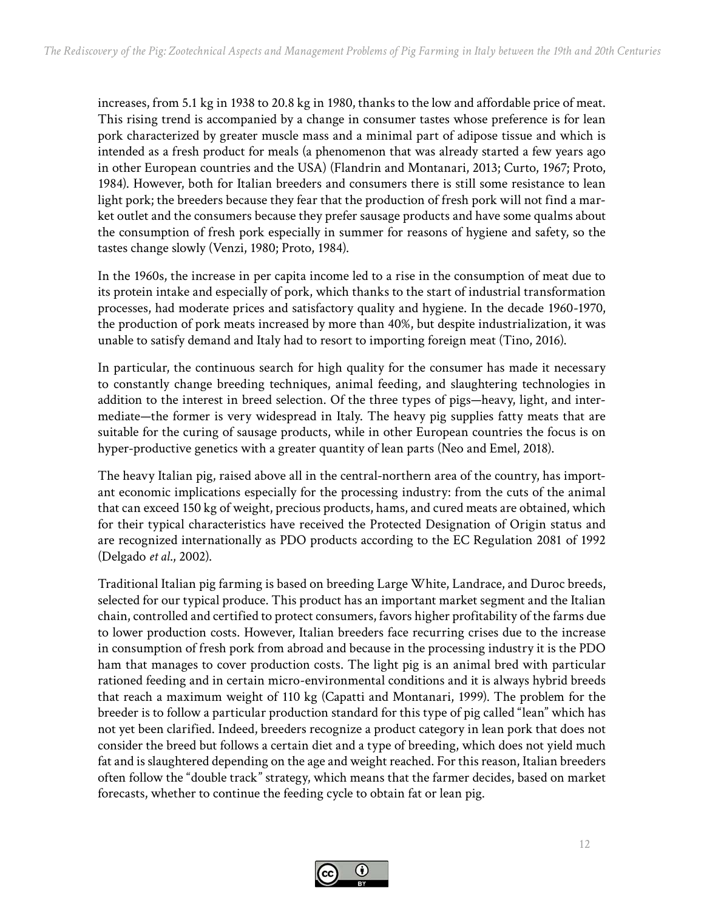increases, from 5.1 kg in 1938 to 20.8 kg in 1980, thanks to the low and affordable price of meat. This rising trend is accompanied by a change in consumer tastes whose preference is for lean pork characterized by greater muscle mass and a minimal part of adipose tissue and which is intended as a fresh product for meals (a phenomenon that was already started a few years ago in other European countries and the USA) (Flandrin and Montanari, 2013; Curto, 1967; Proto, 1984). However, both for Italian breeders and consumers there is still some resistance to lean light pork; the breeders because they fear that the production of fresh pork will not find a market outlet and the consumers because they prefer sausage products and have some qualms about the consumption of fresh pork especially in summer for reasons of hygiene and safety, so the tastes change slowly (Venzi, 1980; Proto, 1984).

In the 1960s, the increase in per capita income led to a rise in the consumption of meat due to its protein intake and especially of pork, which thanks to the start of industrial transformation processes, had moderate prices and satisfactory quality and hygiene. In the decade 1960-1970, the production of pork meats increased by more than 40%, but despite industrialization, it was unable to satisfy demand and Italy had to resort to importing foreign meat (Tino, 2016).

In particular, the continuous search for high quality for the consumer has made it necessary to constantly change breeding techniques, animal feeding, and slaughtering technologies in addition to the interest in breed selection. Of the three types of pigs—heavy, light, and intermediate—the former is very widespread in Italy. The heavy pig supplies fatty meats that are suitable for the curing of sausage products, while in other European countries the focus is on hyper-productive genetics with a greater quantity of lean parts (Neo and Emel, 2018).

The heavy Italian pig, raised above all in the central-northern area of the country, has important economic implications especially for the processing industry: from the cuts of the animal that can exceed 150 kg of weight, precious products, hams, and cured meats are obtained, which for their typical characteristics have received the Protected Designation of Origin status and are recognized internationally as PDO products according to the EC Regulation 2081 of 1992 (Delgado *et al*., 2002).

Traditional Italian pig farming is based on breeding Large White, Landrace, and Duroc breeds, selected for our typical produce. This product has an important market segment and the Italian chain, controlled and certified to protect consumers, favors higher profitability of the farms due to lower production costs. However, Italian breeders face recurring crises due to the increase in consumption of fresh pork from abroad and because in the processing industry it is the PDO ham that manages to cover production costs. The light pig is an animal bred with particular rationed feeding and in certain micro-environmental conditions and it is always hybrid breeds that reach a maximum weight of 110 kg (Capatti and Montanari, 1999). The problem for the breeder is to follow a particular production standard for this type of pig called "lean" which has not yet been clarified. Indeed, breeders recognize a product category in lean pork that does not consider the breed but follows a certain diet and a type of breeding, which does not yield much fat and is slaughtered depending on the age and weight reached. For this reason, Italian breeders often follow the "double track" strategy, which means that the farmer decides, based on market forecasts, whether to continue the feeding cycle to obtain fat or lean pig.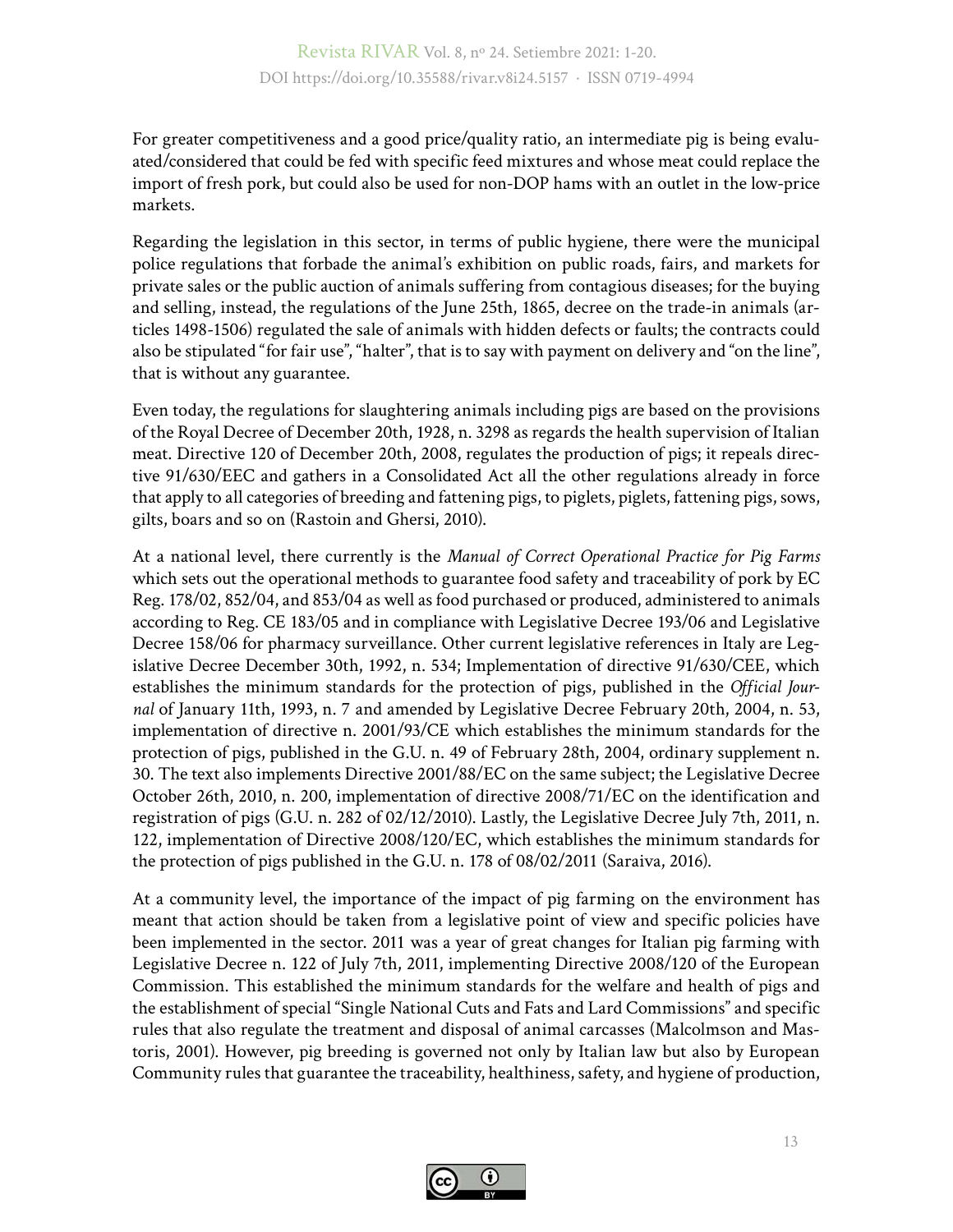For greater competitiveness and a good price/quality ratio, an intermediate pig is being evaluated/considered that could be fed with specific feed mixtures and whose meat could replace the import of fresh pork, but could also be used for non-DOP hams with an outlet in the low-price markets.

Regarding the legislation in this sector, in terms of public hygiene, there were the municipal police regulations that forbade the animal's exhibition on public roads, fairs, and markets for private sales or the public auction of animals suffering from contagious diseases; for the buying and selling, instead, the regulations of the June 25th, 1865, decree on the trade-in animals (articles 1498-1506) regulated the sale of animals with hidden defects or faults; the contracts could also be stipulated "for fair use", "halter", that is to say with payment on delivery and "on the line", that is without any guarantee.

Even today, the regulations for slaughtering animals including pigs are based on the provisions of the Royal Decree of December 20th, 1928, n. 3298 as regards the health supervision of Italian meat. Directive 120 of December 20th, 2008, regulates the production of pigs; it repeals directive 91/630/EEC and gathers in a Consolidated Act all the other regulations already in force that apply to all categories of breeding and fattening pigs, to piglets, piglets, fattening pigs, sows, gilts, boars and so on (Rastoin and Ghersi, 2010).

At a national level, there currently is the *Manual of Correct Operational Practice for Pig Farms* which sets out the operational methods to guarantee food safety and traceability of pork by EC Reg. 178/02, 852/04, and 853/04 as well as food purchased or produced, administered to animals according to Reg. CE 183/05 and in compliance with Legislative Decree 193/06 and Legislative Decree 158/06 for pharmacy surveillance. Other current legislative references in Italy are Legislative Decree December 30th, 1992, n. 534; Implementation of directive 91/630/CEE, which establishes the minimum standards for the protection of pigs, published in the *Official Journal* of January 11th, 1993, n. 7 and amended by Legislative Decree February 20th, 2004, n. 53, implementation of directive n. 2001/93/CE which establishes the minimum standards for the protection of pigs, published in the G.U. n. 49 of February 28th, 2004, ordinary supplement n. 30. The text also implements Directive 2001/88/EC on the same subject; the Legislative Decree October 26th, 2010, n. 200, implementation of directive 2008/71/EC on the identification and registration of pigs (G.U. n. 282 of 02/12/2010). Lastly, the Legislative Decree July 7th, 2011, n. 122, implementation of Directive 2008/120/EC, which establishes the minimum standards for the protection of pigs published in the G.U. n. 178 of 08/02/2011 (Saraiva, 2016).

At a community level, the importance of the impact of pig farming on the environment has meant that action should be taken from a legislative point of view and specific policies have been implemented in the sector. 2011 was a year of great changes for Italian pig farming with Legislative Decree n. 122 of July 7th, 2011, implementing Directive 2008/120 of the European Commission. This established the minimum standards for the welfare and health of pigs and the establishment of special "Single National Cuts and Fats and Lard Commissions" and specific rules that also regulate the treatment and disposal of animal carcasses (Malcolmson and Mastoris, 2001). However, pig breeding is governed not only by Italian law but also by European Community rules that guarantee the traceability, healthiness, safety, and hygiene of production,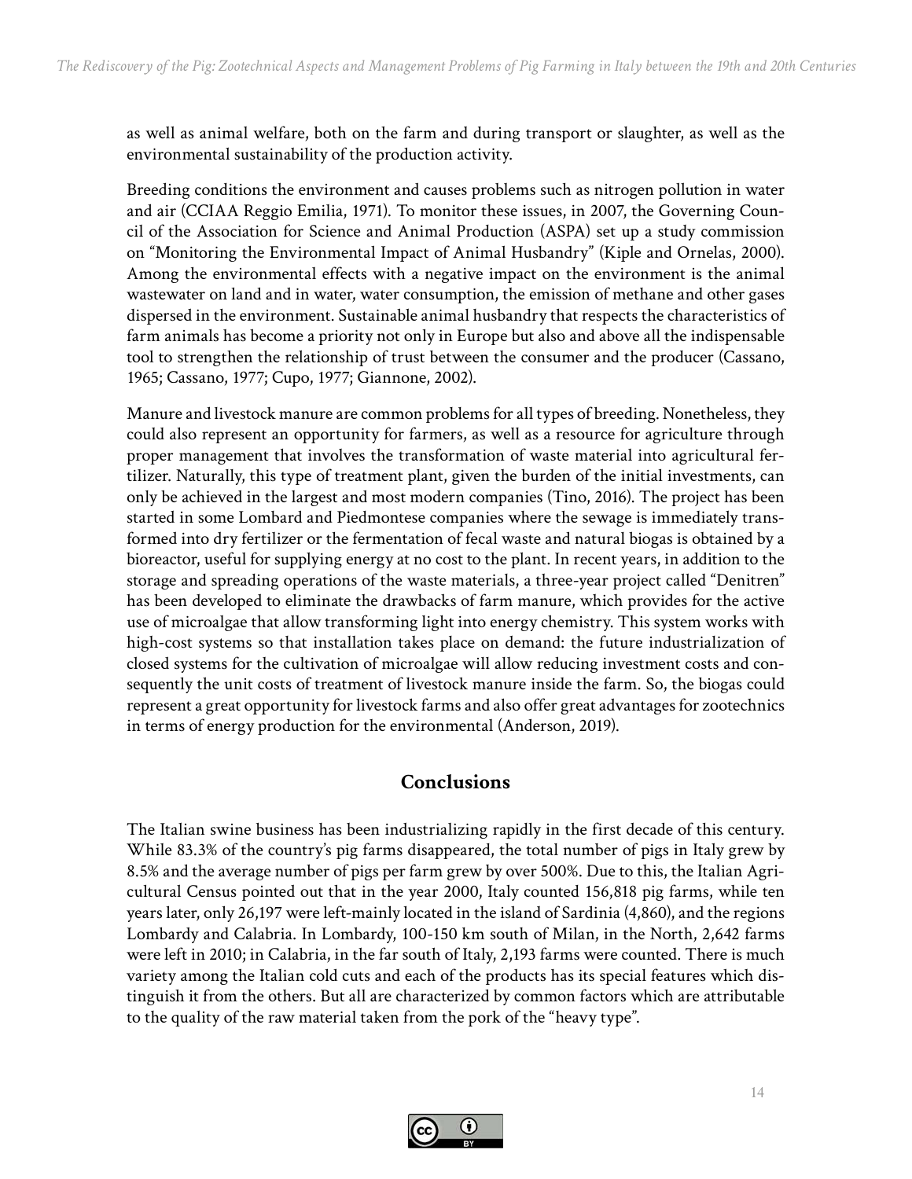as well as animal welfare, both on the farm and during transport or slaughter, as well as the environmental sustainability of the production activity.

Breeding conditions the environment and causes problems such as nitrogen pollution in water and air (CCIAA Reggio Emilia, 1971). To monitor these issues, in 2007, the Governing Council of the Association for Science and Animal Production (ASPA) set up a study commission on "Monitoring the Environmental Impact of Animal Husbandry" (Kiple and Ornelas, 2000). Among the environmental effects with a negative impact on the environment is the animal wastewater on land and in water, water consumption, the emission of methane and other gases dispersed in the environment. Sustainable animal husbandry that respects the characteristics of farm animals has become a priority not only in Europe but also and above all the indispensable tool to strengthen the relationship of trust between the consumer and the producer (Cassano, 1965; Cassano, 1977; Cupo, 1977; Giannone, 2002).

Manure and livestock manure are common problems for all types of breeding. Nonetheless, they could also represent an opportunity for farmers, as well as a resource for agriculture through proper management that involves the transformation of waste material into agricultural fertilizer. Naturally, this type of treatment plant, given the burden of the initial investments, can only be achieved in the largest and most modern companies (Tino, 2016). The project has been started in some Lombard and Piedmontese companies where the sewage is immediately transformed into dry fertilizer or the fermentation of fecal waste and natural biogas is obtained by a bioreactor, useful for supplying energy at no cost to the plant. In recent years, in addition to the storage and spreading operations of the waste materials, a three-year project called "Denitren" has been developed to eliminate the drawbacks of farm manure, which provides for the active use of microalgae that allow transforming light into energy chemistry. This system works with high-cost systems so that installation takes place on demand: the future industrialization of closed systems for the cultivation of microalgae will allow reducing investment costs and consequently the unit costs of treatment of livestock manure inside the farm. So, the biogas could represent a great opportunity for livestock farms and also offer great advantages for zootechnics in terms of energy production for the environmental (Anderson, 2019).

## Conclusions

The Italian swine business has been industrializing rapidly in the first decade of this century. While 83.3% of the country's pig farms disappeared, the total number of pigs in Italy grew by 8.5% and the average number of pigs per farm grew by over 500%. Due to this, the Italian Agricultural Census pointed out that in the year 2000, Italy counted 156,818 pig farms, while ten years later, only 26,197 were left-mainly located in the island of Sardinia (4,860), and the regions Lombardy and Calabria. In Lombardy, 100-150 km south of Milan, in the North, 2,642 farms were left in 2010; in Calabria, in the far south of Italy, 2,193 farms were counted. There is much variety among the Italian cold cuts and each of the products has its special features which distinguish it from the others. But all are characterized by common factors which are attributable to the quality of the raw material taken from the pork of the "heavy type".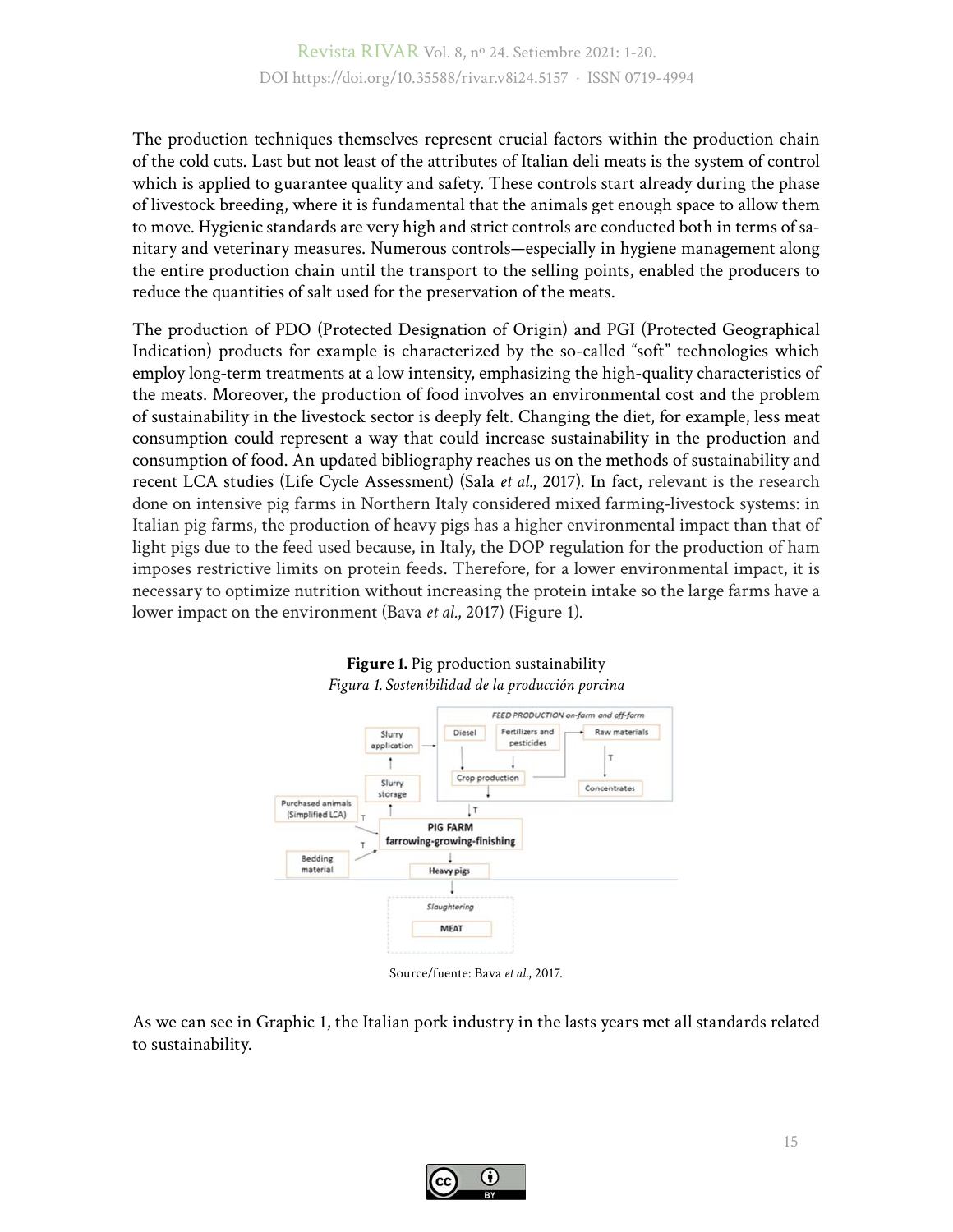The production techniques themselves represent crucial factors within the production chain of the cold cuts. Last but not least of the attributes of Italian deli meats is the system of control which is applied to guarantee quality and safety. These controls start already during the phase of livestock breeding, where it is fundamental that the animals get enough space to allow them to move. Hygienic standards are very high and strict controls are conducted both in terms of sanitary and veterinary measures. Numerous controls—especially in hygiene management along the entire production chain until the transport to the selling points, enabled the producers to reduce the quantities of salt used for the preservation of the meats.

The production of PDO (Protected Designation of Origin) and PGI (Protected Geographical Indication) products for example is characterized by the so-called "soft" technologies which employ long-term treatments at a low intensity, emphasizing the high-quality characteristics of the meats. Moreover, the production of food involves an environmental cost and the problem of sustainability in the livestock sector is deeply felt. Changing the diet, for example, less meat consumption could represent a way that could increase sustainability in the production and consumption of food. An updated bibliography reaches us on the methods of sustainability and recent LCA studies (Life Cycle Assessment) (Sala *et al.*, 2017). In fact, relevant is the research done on intensive pig farms in Northern Italy considered mixed farming-livestock systems: in Italian pig farms, the production of heavy pigs has a higher environmental impact than that of light pigs due to the feed used because, in Italy, the DOP regulation for the production of ham imposes restrictive limits on protein feeds. Therefore, for a lower environmental impact, it is necessary to optimize nutrition without increasing the protein intake so the large farms have a lower impact on the environment (Bava *et al.*, 2017) (Figure 1).

**Figure 1.** Pig production sustainability
*Figura 1. Sostenibilidad de la producción porcina*

Source/fuente: Bava *et al.*, 2017.

As we can see in Graphic 1, the Italian pork industry in the lasts years met all standards related to sustainability.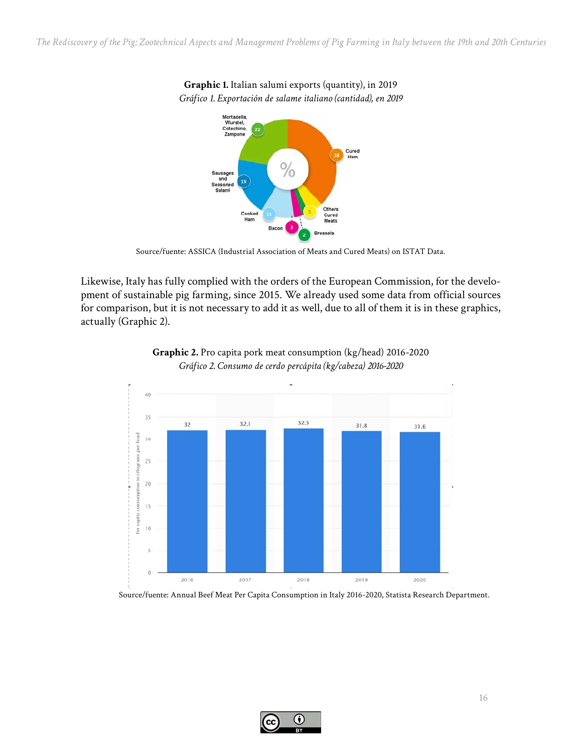**Graphic 1.** Italian salumi exports (quantity), in 2019

*Gráfico 1. Exportación de salame italiano (cantidad), en 2019*

Source/fuente: ASSICA (Industrial Association of Meats and Cured Meats) on ISTAT Data.

Likewise, Italy has fully complied with the orders of the European Commission, for the development of sustainable pig farming, since 2015. We already used some data from official sources for comparison, but it is not necessary to add it as well, due to all of them it is in these graphics, actually (Graphic 2).

**Graphic 2.** Pro capita pork meat consumption (kg/head) 2016-2020

*Gráfico 2. Consumo de cerdo percápita (kg/cabeza) 2016-2020*

Source/fuente: Annual Beef Meat Per Capita Consumption in Italy 2016-2020, Statista Research Department.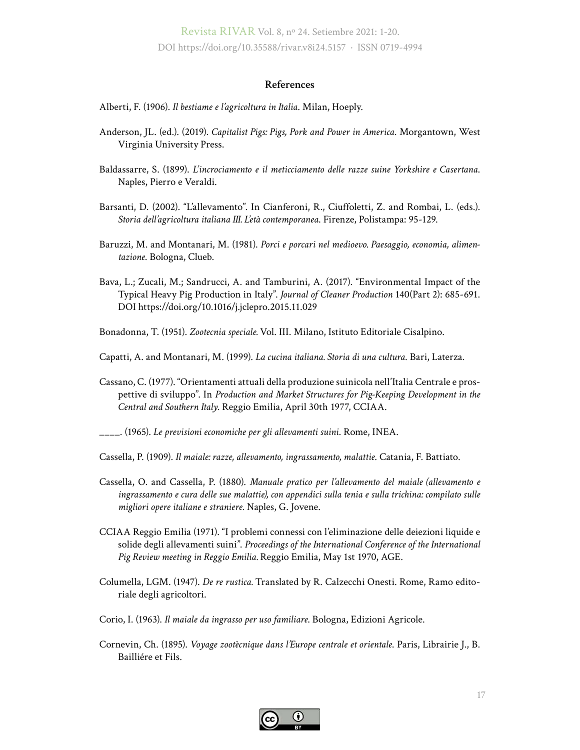## References

Alberti, F. (1906). *Il bestiame e l'agricoltura in Italia*. Milan, Hoeply.

Anderson, JL. (ed.). (2019). *Capitalist Pigs: Pigs, Pork and Power in America*. Morgantown, West Virginia University Press.

Baldassarre, S. (1899). *L'incrociamento e il meticciamento delle razze suine Yorkshire e Casertana*. Naples, Pierro e Veraldi.

Barsanti, D. (2002). "L'allevamento". In Cianferoni, R., Ciuffoletti, Z. and Rombai, L. (eds.). *Storia dell'agricoltura italiana III. L'età contemporanea*. Firenze, Polistampa: 95-129.

Baruzzi, M. and Montanari, M. (1981). *Porci e porcari nel medioevo. Paesaggio, economia, alimentazione*. Bologna, Clueb.

Bava, L.; Zucali, M.; Sandrucci, A. and Tamburini, A. (2017). "Environmental Impact of the Typical Heavy Pig Production in Italy". *Journal of Cleaner Production* 140(Part 2): 685-691. DOI https://doi.org/10.1016/j.jclepro.2015.11.029

Bonadonna, T. (1951). *Zootecnia speciale*. Vol. III. Milano, Istituto Editoriale Cisalpino.

Capatti, A. and Montanari, M. (1999). *La cucina italiana. Storia di una cultura*. Bari, Laterza.

Cassano, C. (1977). "Orientamenti attuali della produzione suinicola nell'Italia Centrale e prospettive di sviluppo". In *Production and Market Structures for Pig-Keeping Development in the Central and Southern Italy*. Reggio Emilia, April 30th 1977, CCIAA.

\_\_\_\_. (1965). *Le previsioni economiche per gli allevamenti suini*. Rome, INEA.

Cassella, P. (1909). *Il maiale: razze, allevamento, ingrassamento, malattie*. Catania, F. Battiato.

Cassella, O. and Cassella, P. (1880). *Manuale pratico per l'allevamento del maiale (allevamento e ingrassamento e cura delle sue malattie), con appendici sulla tenia e sulla trichina: compilato sulle migliori opere italiane e straniere*. Naples, G. Jovene.

CCIAA Reggio Emilia (1971). "I problemi connessi con l'eliminazione delle deiezioni liquide e solide degli allevamenti suini". *Proceedings of the International Conference of the International Pig Review meeting in Reggio Emilia*. Reggio Emilia, May 1st 1970, AGE.

Columella, LGM. (1947). *De re rustica*. Translated by R. Calzecchi Onesti. Rome, Ramo editoriale degli agricoltori.

Corio, I. (1963). *Il maiale da ingrasso per uso familiare*. Bologna, Edizioni Agricole.

Cornevin, Ch. (1895). *Voyage zootècnique dans l'Europe centrale et orientale*. Paris, Librairie J., B. Bailliére et Fils.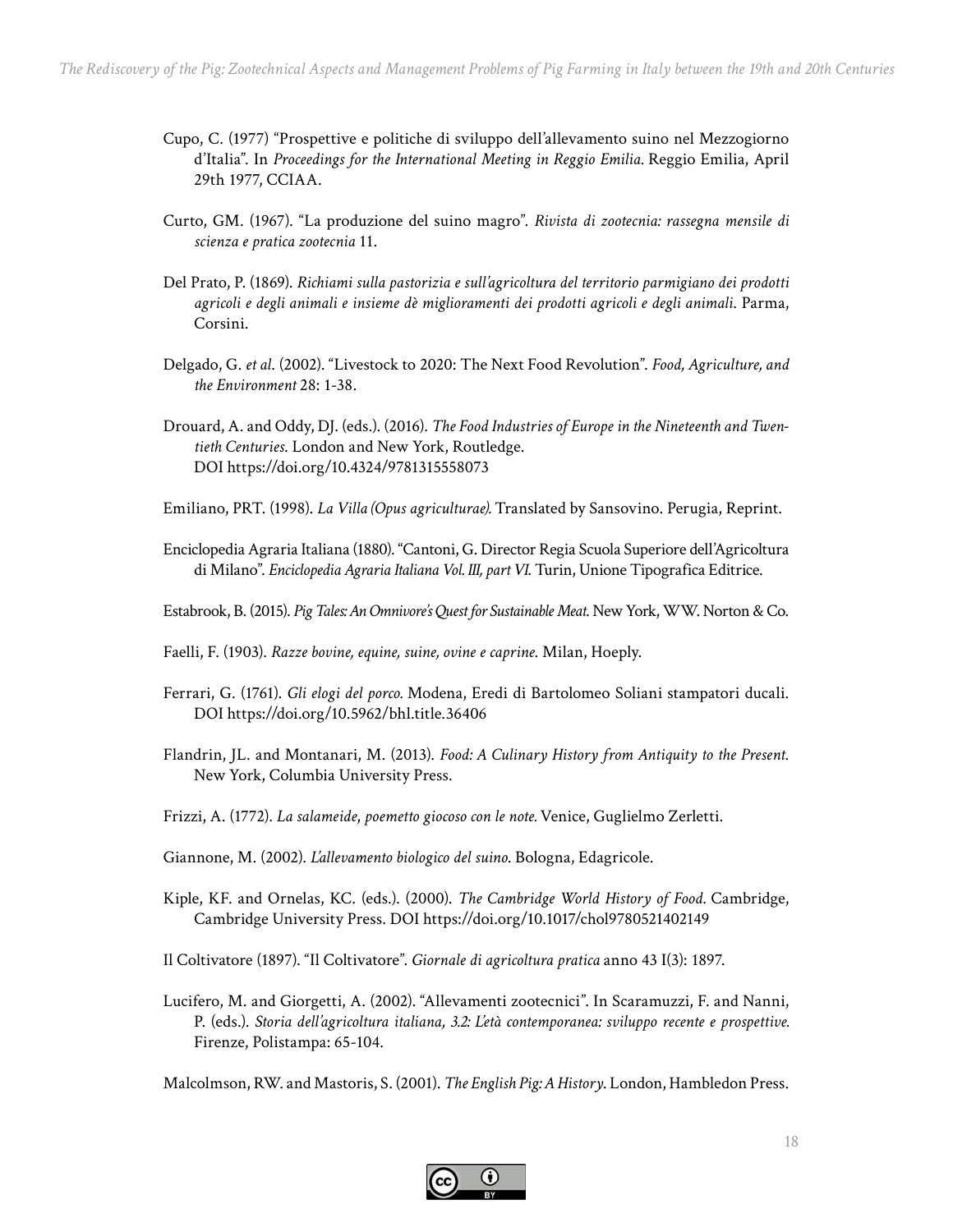Cupo, C. (1977) "Prospettive e politiche di sviluppo dell'allevamento suino nel Mezzogiorno d'Italia". In *Proceedings for the International Meeting in Reggio Emilia*. Reggio Emilia, April 29th 1977, CCIAA.

Curto, GM. (1967). "La produzione del suino magro". *Rivista di zootecnia: rassegna mensile di scienza e pratica zootecnia* 11.

Del Prato, P. (1869). *Richiami sulla pastorizia e sull'agricoltura del territorio parmigiano dei prodotti agricoli e degli animali e insieme dè miglioramenti dei prodotti agricoli e degli animali*. Parma, Corsini.

Delgado, G. *et al*. (2002). "Livestock to 2020: The Next Food Revolution". *Food, Agriculture, and the Environment* 28: 1-38.

Drouard, A. and Oddy, DJ. (eds.). (2016). *The Food Industries of Europe in the Nineteenth and Twentieth Centuries*. London and New York, Routledge. DOI https://doi.org/10.4324/9781315558073

Emiliano, PRT. (1998). *La Villa (Opus agriculturae)*. Translated by Sansovino. Perugia, Reprint.

Enciclopedia Agraria Italiana (1880). "Cantoni, G. Director Regia Scuola Superiore dell'Agricoltura di Milano". *Enciclopedia Agraria Italiana Vol. III, part VI*. Turin, Unione Tipografica Editrice.

Estabrook, B. (2015). *Pig Tales: An Omnivore's Quest for Sustainable Meat*. New York, WW. Norton & Co.

Faelli, F. (1903). *Razze bovine, equine, suine, ovine e caprine*. Milan, Hoeply.

Ferrari, G. (1761). *Gli elogi del porco*. Modena, Eredi di Bartolomeo Soliani stampatori ducali. DOI https://doi.org/10.5962/bhl.title.36406

Flandrin, JL. and Montanari, M. (2013). *Food: A Culinary History from Antiquity to the Present*. New York, Columbia University Press.

Frizzi, A. (1772). *La salameide, poemetto giocoso con le note*. Venice, Guglielmo Zerletti.

Giannone, M. (2002). *L'allevamento biologico del suino*. Bologna, Edagricole.

Kiple, KF. and Ornelas, KC. (eds.). (2000). *The Cambridge World History of Food*. Cambridge, Cambridge University Press. DOI https://doi.org/10.1017/chol9780521402149

Il Coltivatore (1897). "Il Coltivatore". *Giornale di agricoltura pratica* anno 43 I(3): 1897.

Lucifero, M. and Giorgetti, A. (2002). "Allevamenti zootecnici". In Scaramuzzi, F. and Nanni, P. (eds.). *Storia dell'agricoltura italiana, 3.2: L'età contemporanea: sviluppo recente e prospettive*. Firenze, Polistampa: 65-104.

Malcolmson, RW. and Mastoris, S. (2001). *The English Pig: A History*. London, Hambledon Press.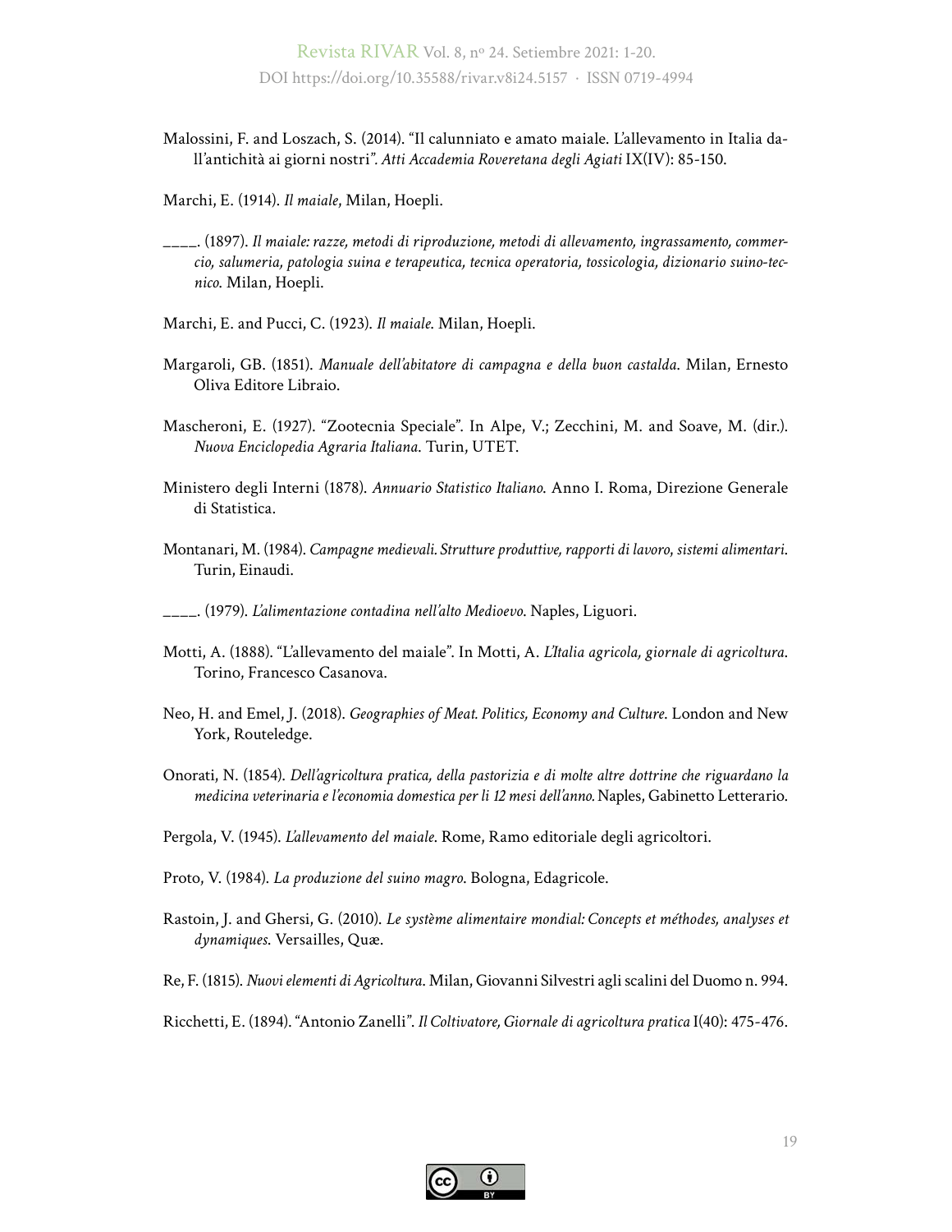Malossini, F. and Loszach, S. (2014). "Il calunniato e amato maiale. L'allevamento in Italia dall'antichità ai giorni nostri". *Atti Accademia Roveretana degli Agiati* IX(IV): 85-150.

Marchi, E. (1914). *Il maiale*, Milan, Hoepli.

____. (1897). *Il maiale: razze, metodi di riproduzione, metodi di allevamento, ingrassamento, commercio, salumeria, patologia suina e terapeutica, tecnica operatoria, tossicologia, dizionario suino-tecnico*. Milan, Hoepli.

Marchi, E. and Pucci, C. (1923). *Il maiale*. Milan, Hoepli.

Margaroli, GB. (1851). *Manuale dell'abitatore di campagna e della buon castalda*. Milan, Ernesto Oliva Editore Libraio.

Mascheroni, E. (1927). "Zootecnia Speciale". In Alpe, V.; Zecchini, M. and Soave, M. (dir.). *Nuova Enciclopedia Agraria Italiana*. Turin, UTET.

Ministero degli Interni (1878). *Annuario Statistico Italiano*. Anno I. Roma, Direzione Generale di Statistica.

Montanari, M. (1984). *Campagne medievali. Strutture produttive, rapporti di lavoro, sistemi alimentari*. Turin, Einaudi.

____. (1979). *L'alimentazione contadina nell'alto Medioevo*. Naples, Liguori.

Motti, A. (1888). "L'allevamento del maiale". In Motti, A. *L'Italia agricola, giornale di agricoltura*. Torino, Francesco Casanova.

Neo, H. and Emel, J. (2018). *Geographies of Meat. Politics, Economy and Culture*. London and New York, Routeledge.

Onorati, N. (1854). *Dell'agricoltura pratica, della pastorizia e di molte altre dottrine che riguardano la medicina veterinaria e l'economia domestica per li 12 mesi dell'anno*. Naples, Gabinetto Letterario.

Pergola, V. (1945). *L'allevamento del maiale*. Rome, Ramo editoriale degli agricoltori.

Proto, V. (1984). *La produzione del suino magro*. Bologna, Edagricole.

Rastoin, J. and Ghersi, G. (2010). *Le système alimentaire mondial: Concepts et méthodes, analyses et dynamiques*. Versailles, Quæ.

Re, F. (1815). *Nuovi elementi di Agricoltura*. Milan, Giovanni Silvestri agli scalini del Duomo n. 994.

Ricchetti, E. (1894). "Antonio Zanelli". *Il Coltivatore, Giornale di agricoltura pratica* I(40): 475-476.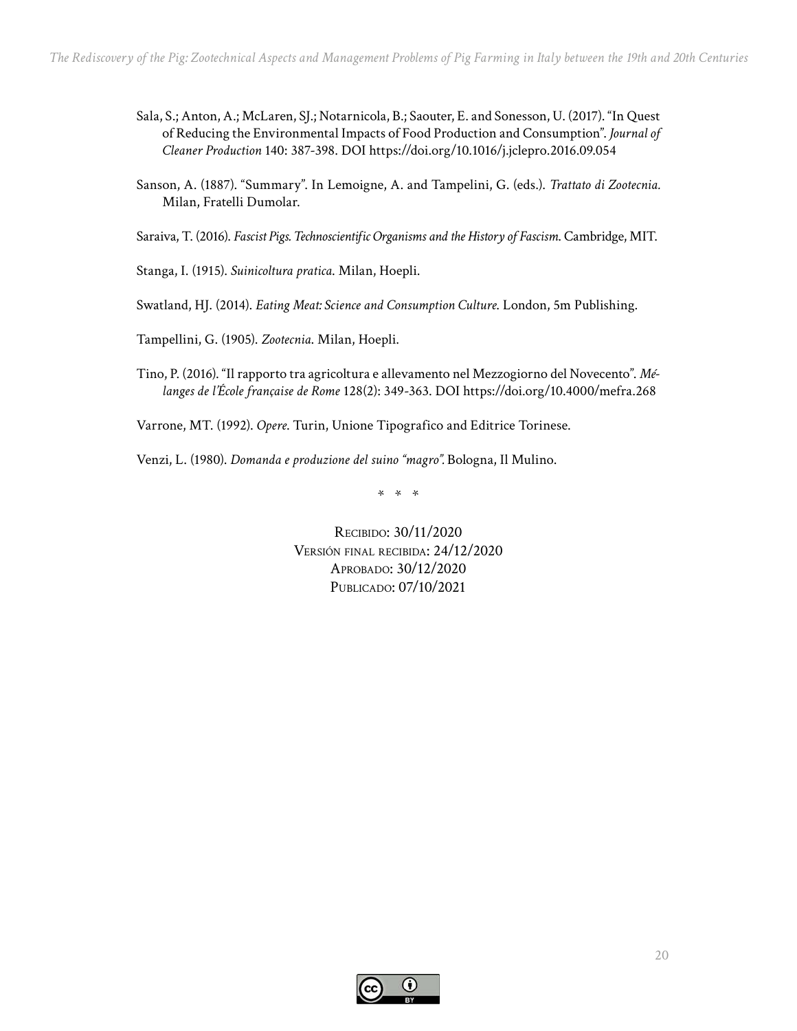Sala, S.; Anton, A.; McLaren, SJ.; Notarnicola, B.; Saouter, E. and Sonesson, U. (2017). "In Quest of Reducing the Environmental Impacts of Food Production and Consumption". *Journal of Cleaner Production* 140: 387-398. DOI https://doi.org/10.1016/j.jclepro.2016.09.054

Sanson, A. (1887). "Summary". In Lemoigne, A. and Tampelini, G. (eds.). *Trattato di Zootecnia.* Milan, Fratelli Dumolar.

Saraiva, T. (2016). *Fascist Pigs. Technoscientific Organisms and the History of Fascism*. Cambridge, MIT.

Stanga, I. (1915). *Suinicoltura pratica.* Milan, Hoepli.

Swatland, HJ. (2014). *Eating Meat: Science and Consumption Culture.* London, 5m Publishing.

Tampellini, G. (1905). *Zootecnia.* Milan, Hoepli.

Tino, P. (2016). "Il rapporto tra agricoltura e allevamento nel Mezzogiorno del Novecento". *Mélanges de l'École française de Rome* 128(2): 349-363. DOI https://doi.org/10.4000/mefra.268

Varrone, MT. (1992). *Opere.* Turin, Unione Tipografico and Editrice Torinese.

Venzi, L. (1980). *Domanda e produzione del suino "magro".* Bologna, Il Mulino.

\* \* \*

Recibido: 30/11/2020
Versión final recibida: 24/12/2020
Aprobado: 30/12/2020
Publicado: 07/10/2021